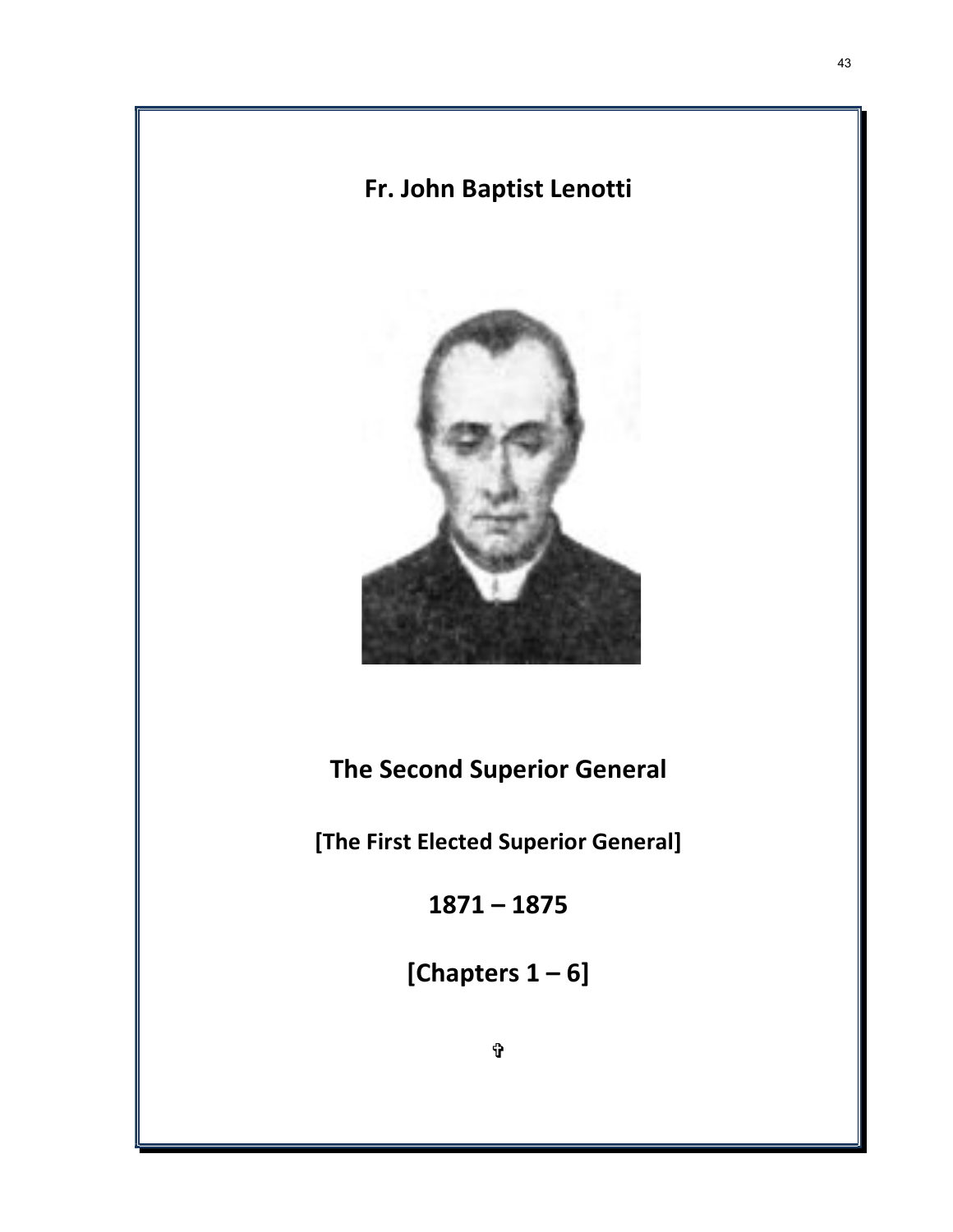# Fr. John Baptist Lenotti

## The Second Superior General

**[The First Elected Superior General]**

## 1871 – 1875

## [Chapters 1 – 6]

✞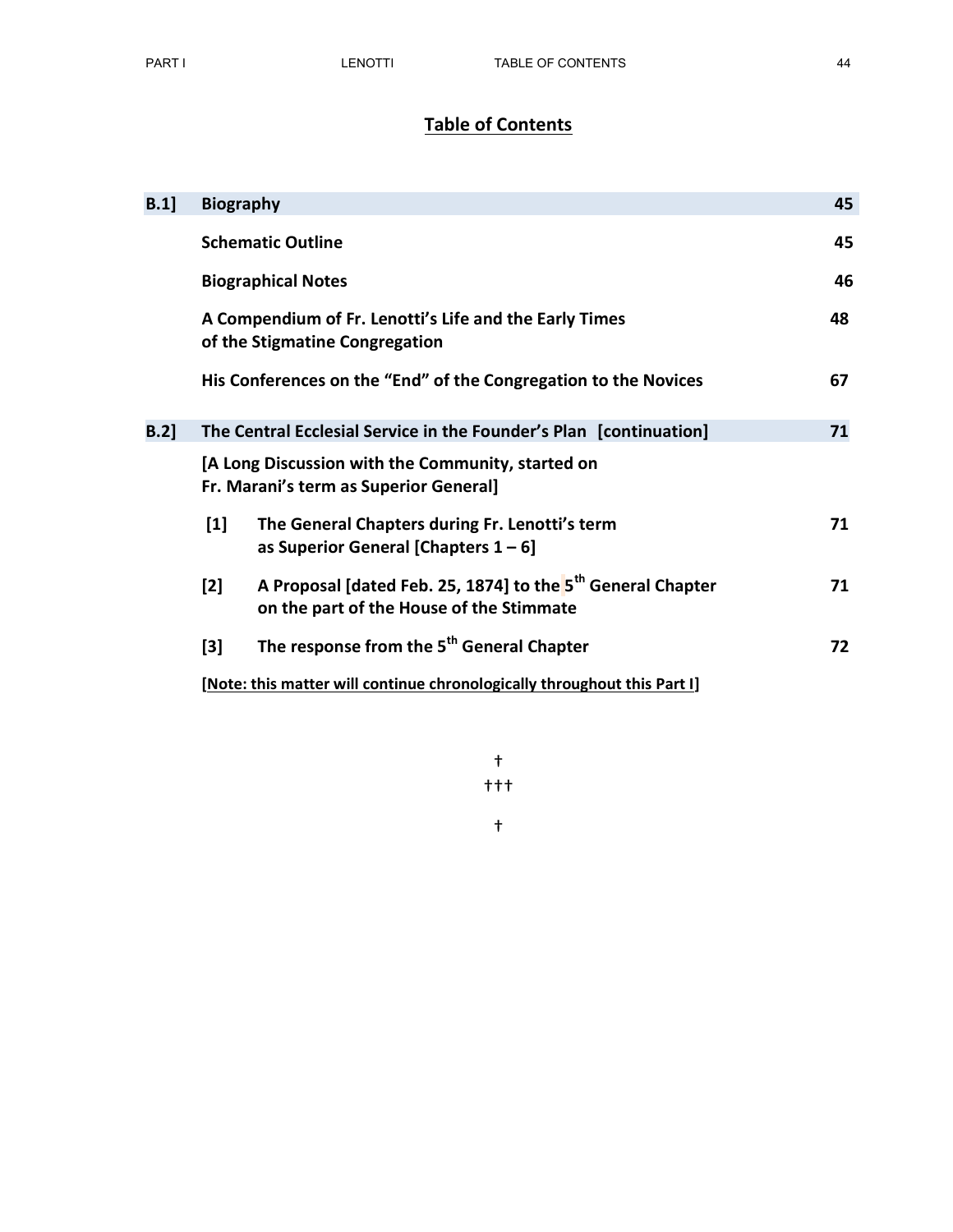## Table of Contents

| | | |
|---|---|---|
| **B.1]** | **Biography** | **45** |
| | **Schematic Outline** | **45** |
| | **Biographical Notes** | **46** |
| | **A Compendium of Fr. Lenotti's Life and the Early Times of the Stigmatine Congregation** | **48** |
| | **His Conferences on the "End" of the Congregation to the Novices** | **67** |
| **B.2]** | **The Central Ecclesial Service in the Founder's Plan [continuation]** | **71** |
| | **[A Long Discussion with the Community, started on Fr. Marani's term as Superior General]** | |
| | **[1] The General Chapters during Fr. Lenotti's term as Superior General [Chapters 1 – 6]** | **71** |
| | **[2] A Proposal [dated Feb. 25, 1874] to the 5th General Chapter on the part of the House of the Stimmate** | **71** |
| | **[3] The response from the 5th General Chapter** | **72** |
| | **[Note: this matter will continue chronologically throughout this Part I]** | |

†
†††

†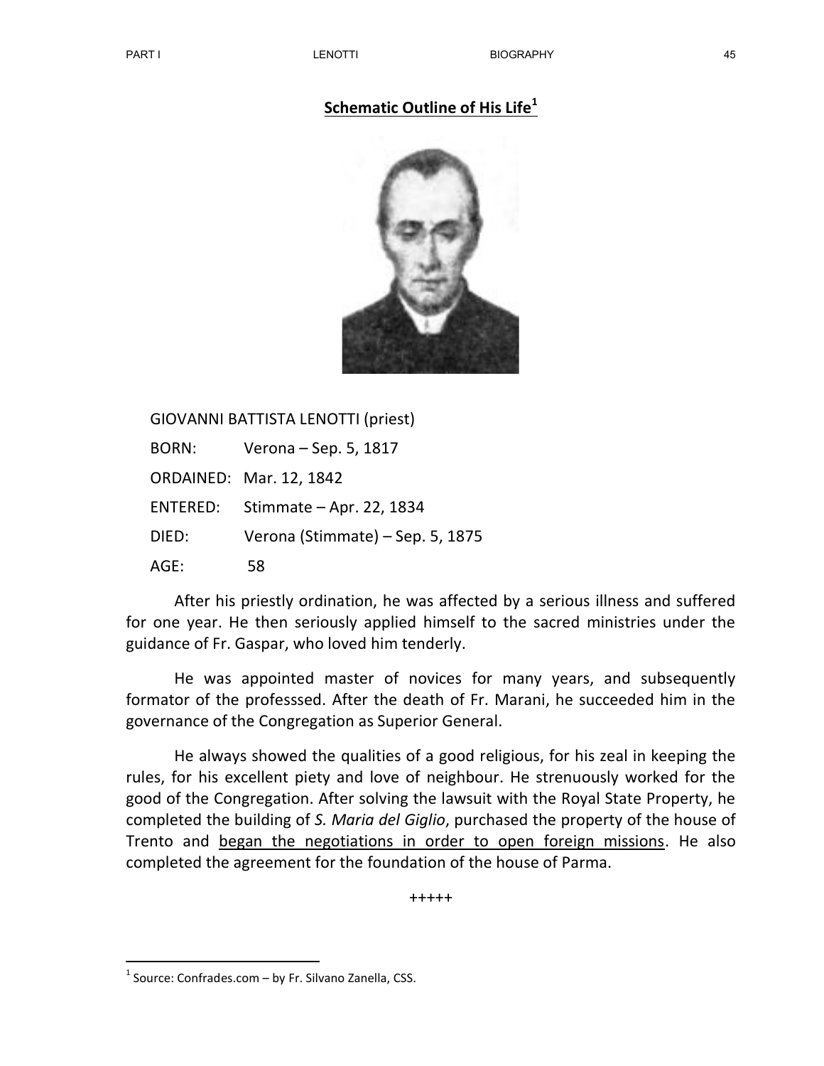## **Schematic Outline of His Life**[1]

GIOVANNI BATTISTA LENOTTI (priest)

BORN: Verona – Sep. 5, 1817

ORDAINED: Mar. 12, 1842

ENTERED: Stimmate – Apr. 22, 1834

DIED: Verona (Stimmate) – Sep. 5, 1875

AGE: 58

After his priestly ordination, he was affected by a serious illness and suffered for one year. He then seriously applied himself to the sacred ministries under the guidance of Fr. Gaspar, who loved him tenderly.

He was appointed master of novices for many years, and subsequently formator of the professsed. After the death of Fr. Marani, he succeeded him in the governance of the Congregation as Superior General.

He always showed the qualities of a good religious, for his zeal in keeping the rules, for his excellent piety and love of neighbour. He strenuously worked for the good of the Congregation. After solving the lawsuit with the Royal State Property, he completed the building of *S. Maria del Giglio*, purchased the property of the house of Trento and began the negotiations in order to open foreign missions. He also completed the agreement for the foundation of the house of Parma.

+++++

[1] Source: Confrades.com – by Fr. Silvano Zanella, CSS.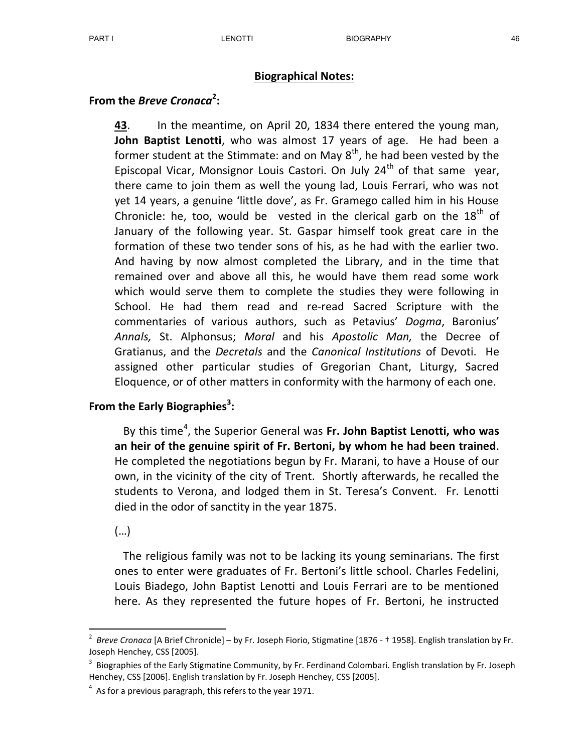**Biographical Notes:**

**From the *Breve Cronaca*[2]:**

> **43**. In the meantime, on April 20, 1834 there entered the young man, **John Baptist Lenotti**, who was almost 17 years of age. He had been a former student at the Stimmate: and on May 8th, he had been vested by the Episcopal Vicar, Monsignor Louis Castori. On July 24th of that same year, there came to join them as well the young lad, Louis Ferrari, who was not yet 14 years, a genuine 'little dove', as Fr. Gramego called him in his House Chronicle: he, too, would be vested in the clerical garb on the 18th of January of the following year. St. Gaspar himself took great care in the formation of these two tender sons of his, as he had with the earlier two. And having by now almost completed the Library, and in the time that remained over and above all this, he would have them read some work which would serve them to complete the studies they were following in School. He had them read and re-read Sacred Scripture with the commentaries of various authors, such as Petavius' *Dogma*, Baronius' *Annals,* St. Alphonsus; *Moral* and his *Apostolic Man,* the Decree of Gratianus, and the *Decretals* and the *Canonical Institutions* of Devoti. He assigned other particular studies of Gregorian Chant, Liturgy, Sacred Eloquence, or of other matters in conformity with the harmony of each one.

**From the Early Biographies[3]:**

> By this time[4], the Superior General was **Fr. John Baptist Lenotti, who was an heir of the genuine spirit of Fr. Bertoni, by whom he had been trained**. He completed the negotiations begun by Fr. Marani, to have a House of our own, in the vicinity of the city of Trent. Shortly afterwards, he recalled the students to Verona, and lodged them in St. Teresa's Convent. Fr. Lenotti died in the odor of sanctity in the year 1875.
>
> (…)
>
> The religious family was not to be lacking its young seminarians. The first ones to enter were graduates of Fr. Bertoni's little school. Charles Fedelini, Louis Biadego, John Baptist Lenotti and Louis Ferrari are to be mentioned here. As they represented the future hopes of Fr. Bertoni, he instructed

---

[2] *Breve Cronaca* [A Brief Chronicle] – by Fr. Joseph Fiorio, Stigmatine [1876 - † 1958]. English translation by Fr. Joseph Henchey, CSS [2005].

[3] Biographies of the Early Stigmatine Community, by Fr. Ferdinand Colombari. English translation by Fr. Joseph Henchey, CSS [2006]. English translation by Fr. Joseph Henchey, CSS [2005].

[4] As for a previous paragraph, this refers to the year 1971.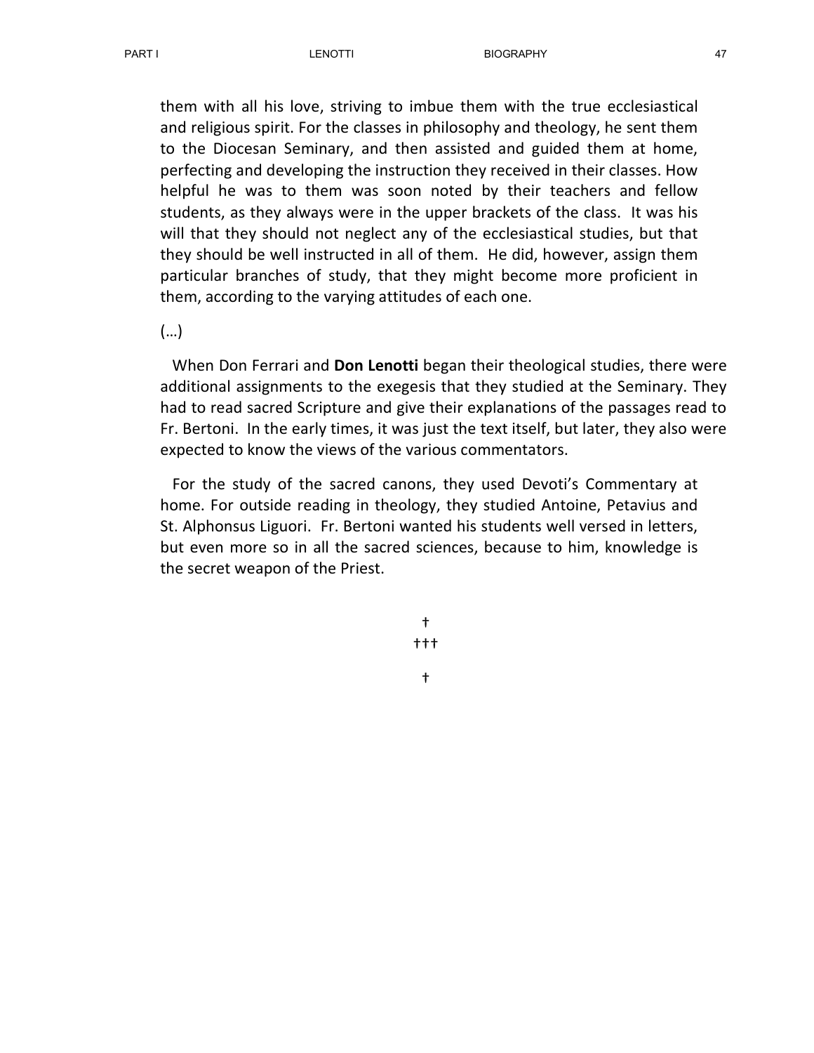them with all his love, striving to imbue them with the true ecclesiastical and religious spirit. For the classes in philosophy and theology, he sent them to the Diocesan Seminary, and then assisted and guided them at home, perfecting and developing the instruction they received in their classes. How helpful he was to them was soon noted by their teachers and fellow students, as they always were in the upper brackets of the class. It was his will that they should not neglect any of the ecclesiastical studies, but that they should be well instructed in all of them. He did, however, assign them particular branches of study, that they might become more proficient in them, according to the varying attitudes of each one.

(…)

When Don Ferrari and **Don Lenotti** began their theological studies, there were additional assignments to the exegesis that they studied at the Seminary. They had to read sacred Scripture and give their explanations of the passages read to Fr. Bertoni. In the early times, it was just the text itself, but later, they also were expected to know the views of the various commentators.

For the study of the sacred canons, they used Devoti's Commentary at home. For outside reading in theology, they studied Antoine, Petavius and St. Alphonsus Liguori. Fr. Bertoni wanted his students well versed in letters, but even more so in all the sacred sciences, because to him, knowledge is the secret weapon of the Priest.

†
†††
†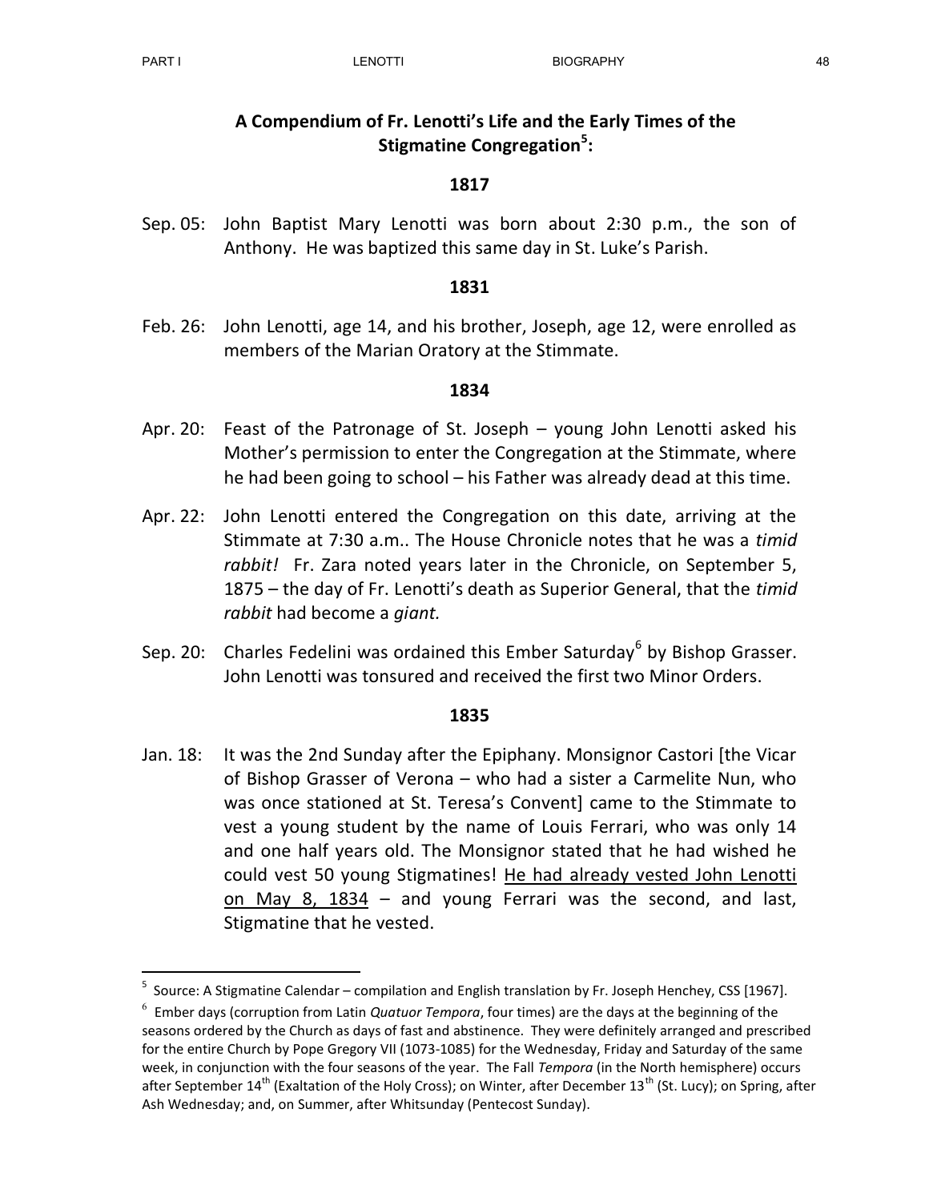## A Compendium of Fr. Lenotti's Life and the Early Times of the Stigmatine Congregation[5]:

### 1817

Sep. 05: John Baptist Mary Lenotti was born about 2:30 p.m., the son of Anthony. He was baptized this same day in St. Luke's Parish.

### 1831

Feb. 26: John Lenotti, age 14, and his brother, Joseph, age 12, were enrolled as members of the Marian Oratory at the Stimmate.

### 1834

Apr. 20: Feast of the Patronage of St. Joseph – young John Lenotti asked his Mother's permission to enter the Congregation at the Stimmate, where he had been going to school – his Father was already dead at this time.

Apr. 22: John Lenotti entered the Congregation on this date, arriving at the Stimmate at 7:30 a.m.. The House Chronicle notes that he was a *timid rabbit!* Fr. Zara noted years later in the Chronicle, on September 5, 1875 – the day of Fr. Lenotti's death as Superior General, that the *timid rabbit* had become a *giant.*

Sep. 20: Charles Fedelini was ordained this Ember Saturday[6] by Bishop Grasser. John Lenotti was tonsured and received the first two Minor Orders.

### 1835

Jan. 18: It was the 2nd Sunday after the Epiphany. Monsignor Castori [the Vicar of Bishop Grasser of Verona – who had a sister a Carmelite Nun, who was once stationed at St. Teresa's Convent] came to the Stimmate to vest a young student by the name of Louis Ferrari, who was only 14 and one half years old. The Monsignor stated that he had wished he could vest 50 young Stigmatines! <u>He had already vested John Lenotti on May 8, 1834</u> – and young Ferrari was the second, and last, Stigmatine that he vested.

---

[5] Source: A Stigmatine Calendar – compilation and English translation by Fr. Joseph Henchey, CSS [1967].

[6] Ember days (corruption from Latin *Quatuor Tempora*, four times) are the days at the beginning of the seasons ordered by the Church as days of fast and abstinence. They were definitely arranged and prescribed for the entire Church by Pope Gregory VII (1073-1085) for the Wednesday, Friday and Saturday of the same week, in conjunction with the four seasons of the year. The Fall *Tempora* (in the North hemisphere) occurs after September 14th (Exaltation of the Holy Cross); on Winter, after December 13th (St. Lucy); on Spring, after Ash Wednesday; and, on Summer, after Whitsunday (Pentecost Sunday).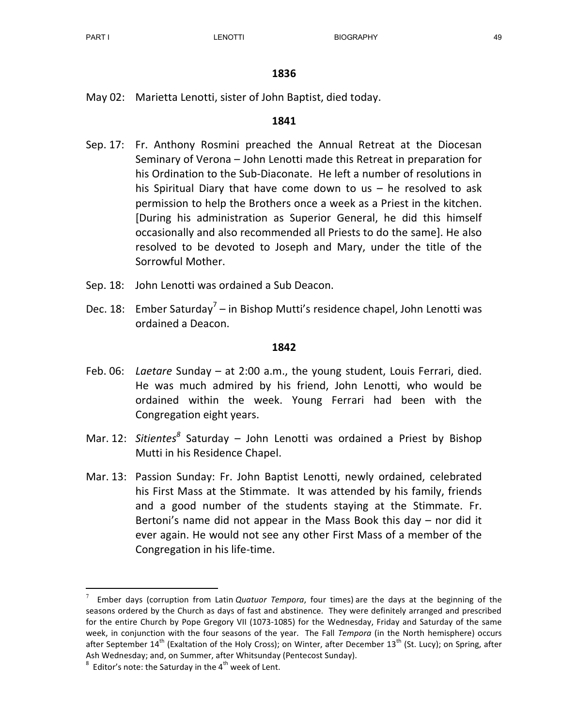## 1836

May 02: Marietta Lenotti, sister of John Baptist, died today.

## 1841

Sep. 17: Fr. Anthony Rosmini preached the Annual Retreat at the Diocesan Seminary of Verona – John Lenotti made this Retreat in preparation for his Ordination to the Sub-Diaconate. He left a number of resolutions in his Spiritual Diary that have come down to us – he resolved to ask permission to help the Brothers once a week as a Priest in the kitchen. [During his administration as Superior General, he did this himself occasionally and also recommended all Priests to do the same]. He also resolved to be devoted to Joseph and Mary, under the title of the Sorrowful Mother.

Sep. 18: John Lenotti was ordained a Sub Deacon.

Dec. 18: Ember Saturday[7] – in Bishop Mutti's residence chapel, John Lenotti was ordained a Deacon.

## 1842

Feb. 06: *Laetare* Sunday – at 2:00 a.m., the young student, Louis Ferrari, died. He was much admired by his friend, John Lenotti, who would be ordained within the week. Young Ferrari had been with the Congregation eight years.

Mar. 12: *Sitientes*[8] Saturday – John Lenotti was ordained a Priest by Bishop Mutti in his Residence Chapel.

Mar. 13: Passion Sunday: Fr. John Baptist Lenotti, newly ordained, celebrated his First Mass at the Stimmate. It was attended by his family, friends and a good number of the students staying at the Stimmate. Fr. Bertoni's name did not appear in the Mass Book this day – nor did it ever again. He would not see any other First Mass of a member of the Congregation in his life-time.

---

[7] Ember days (corruption from Latin *Quatuor Tempora*, four times) are the days at the beginning of the seasons ordered by the Church as days of fast and abstinence. They were definitely arranged and prescribed for the entire Church by Pope Gregory VII (1073-1085) for the Wednesday, Friday and Saturday of the same week, in conjunction with the four seasons of the year. The Fall *Tempora* (in the North hemisphere) occurs after September 14th (Exaltation of the Holy Cross); on Winter, after December 13th (St. Lucy); on Spring, after Ash Wednesday; and, on Summer, after Whitsunday (Pentecost Sunday).

[8] Editor's note: the Saturday in the 4th week of Lent.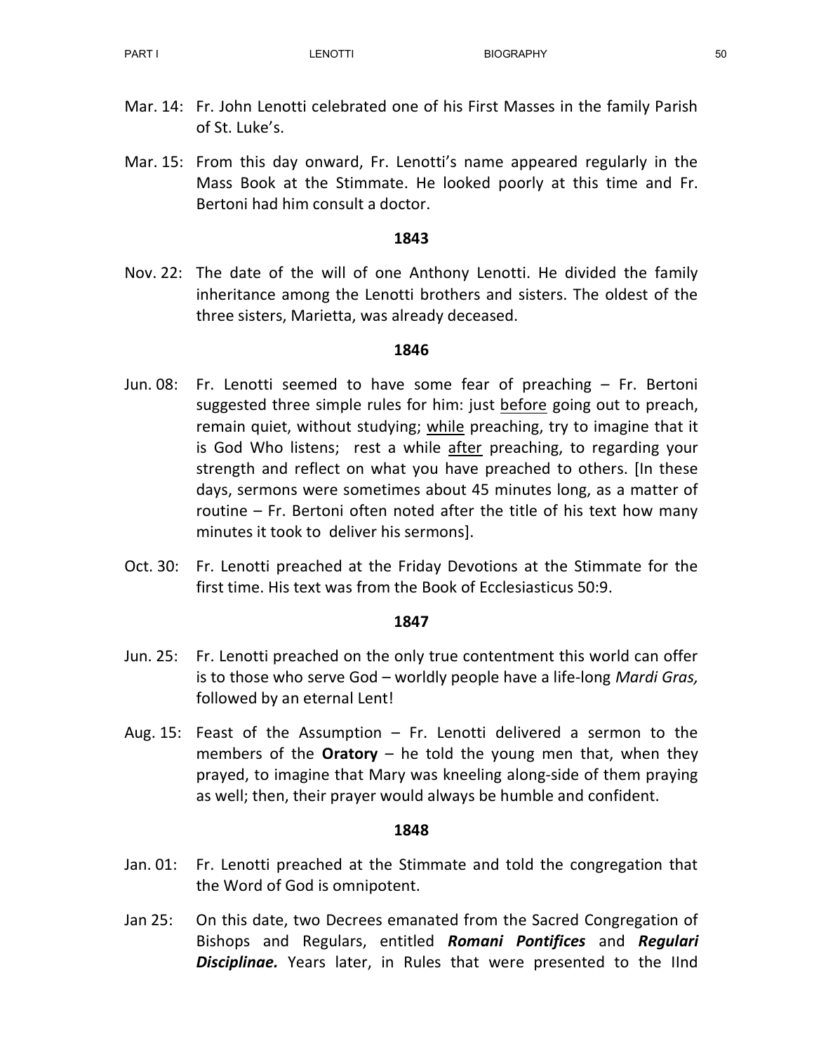Mar. 14: Fr. John Lenotti celebrated one of his First Masses in the family Parish of St. Luke's.

Mar. 15: From this day onward, Fr. Lenotti's name appeared regularly in the Mass Book at the Stimmate. He looked poorly at this time and Fr. Bertoni had him consult a doctor.

**1843**

Nov. 22: The date of the will of one Anthony Lenotti. He divided the family inheritance among the Lenotti brothers and sisters. The oldest of the three sisters, Marietta, was already deceased.

**1846**

Jun. 08: Fr. Lenotti seemed to have some fear of preaching – Fr. Bertoni suggested three simple rules for him: just <u>before</u> going out to preach, remain quiet, without studying; <u>while</u> preaching, try to imagine that it is God Who listens; rest a while <u>after</u> preaching, to regarding your strength and reflect on what you have preached to others. [In these days, sermons were sometimes about 45 minutes long, as a matter of routine – Fr. Bertoni often noted after the title of his text how many minutes it took to deliver his sermons].

Oct. 30: Fr. Lenotti preached at the Friday Devotions at the Stimmate for the first time. His text was from the Book of Ecclesiasticus 50:9.

**1847**

Jun. 25: Fr. Lenotti preached on the only true contentment this world can offer is to those who serve God – worldly people have a life-long *Mardi Gras,* followed by an eternal Lent!

Aug. 15: Feast of the Assumption – Fr. Lenotti delivered a sermon to the members of the **Oratory** – he told the young men that, when they prayed, to imagine that Mary was kneeling along-side of them praying as well; then, their prayer would always be humble and confident.

**1848**

Jan. 01: Fr. Lenotti preached at the Stimmate and told the congregation that the Word of God is omnipotent.

Jan 25: On this date, two Decrees emanated from the Sacred Congregation of Bishops and Regulars, entitled ***Romani Pontifices*** and ***Regulari Disciplinae.*** Years later, in Rules that were presented to the IInd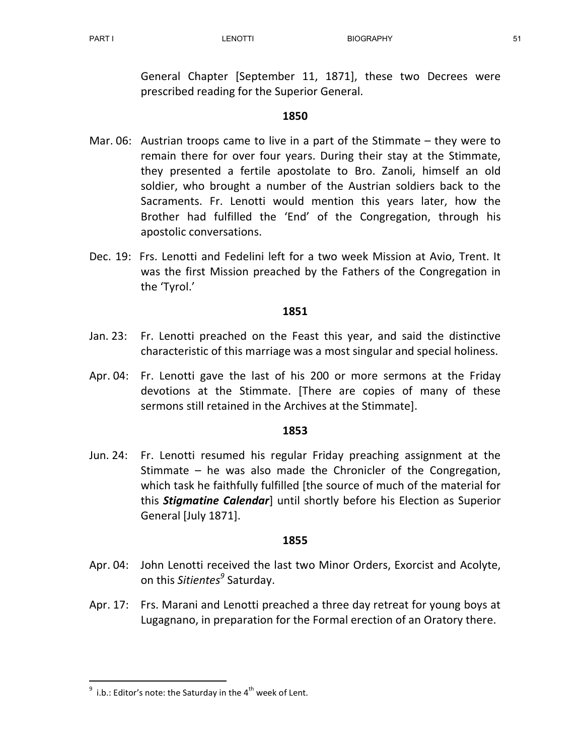General Chapter [September 11, 1871], these two Decrees were prescribed reading for the Superior General.

**1850**

Mar. 06: Austrian troops came to live in a part of the Stimmate – they were to remain there for over four years. During their stay at the Stimmate, they presented a fertile apostolate to Bro. Zanoli, himself an old soldier, who brought a number of the Austrian soldiers back to the Sacraments. Fr. Lenotti would mention this years later, how the Brother had fulfilled the 'End' of the Congregation, through his apostolic conversations.

Dec. 19: Frs. Lenotti and Fedelini left for a two week Mission at Avio, Trent. It was the first Mission preached by the Fathers of the Congregation in the 'Tyrol.'

**1851**

Jan. 23: Fr. Lenotti preached on the Feast this year, and said the distinctive characteristic of this marriage was a most singular and special holiness.

Apr. 04: Fr. Lenotti gave the last of his 200 or more sermons at the Friday devotions at the Stimmate. [There are copies of many of these sermons still retained in the Archives at the Stimmate].

**1853**

Jun. 24: Fr. Lenotti resumed his regular Friday preaching assignment at the Stimmate – he was also made the Chronicler of the Congregation, which task he faithfully fulfilled [the source of much of the material for this ***Stigmatine Calendar***] until shortly before his Election as Superior General [July 1871].

**1855**

Apr. 04: John Lenotti received the last two Minor Orders, Exorcist and Acolyte, on this *Sitientes*[9] Saturday.

Apr. 17: Frs. Marani and Lenotti preached a three day retreat for young boys at Lugagnano, in preparation for the Formal erection of an Oratory there.

---

[9] i.b.: Editor's note: the Saturday in the 4th week of Lent.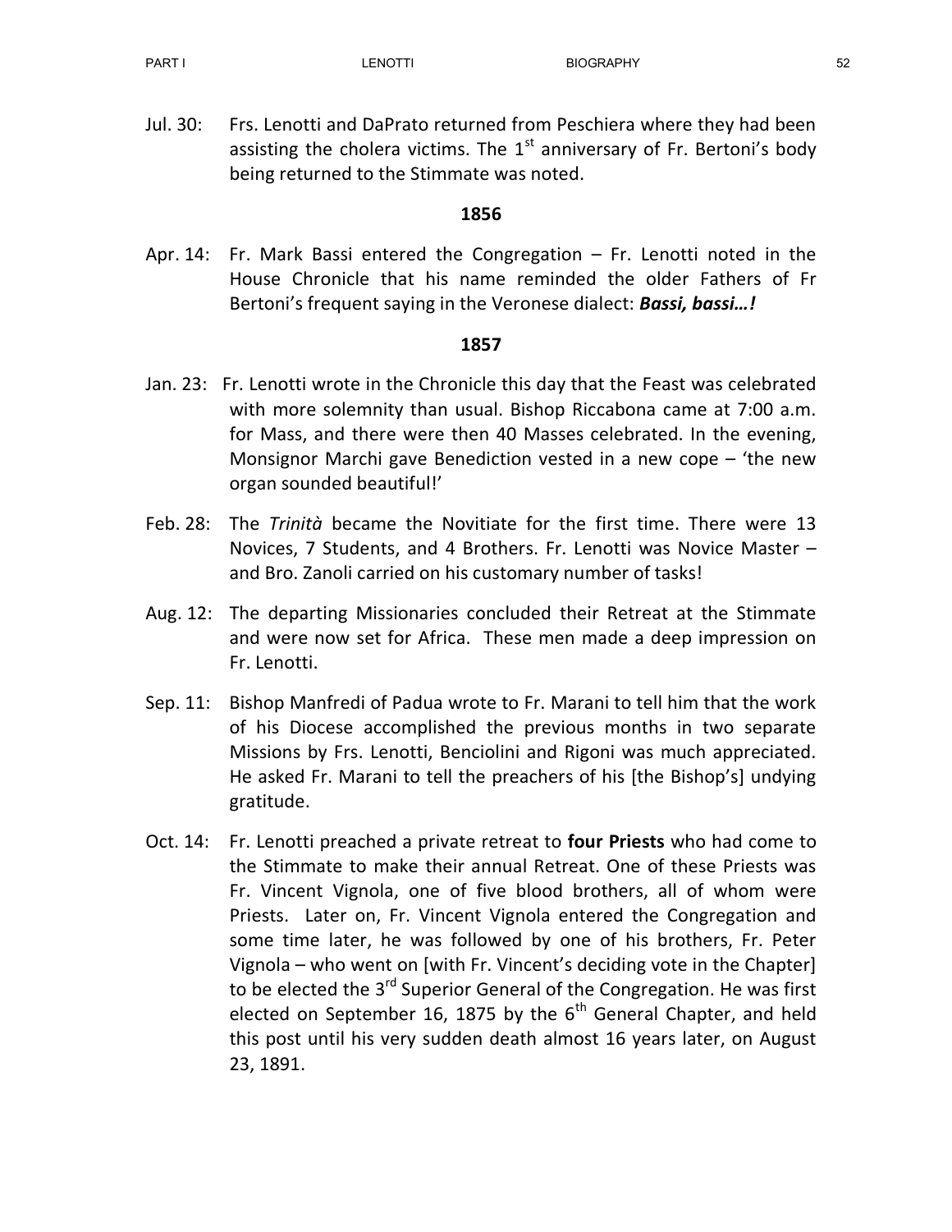Jul. 30: Frs. Lenotti and DaPrato returned from Peschiera where they had been assisting the cholera victims. The 1st anniversary of Fr. Bertoni's body being returned to the Stimmate was noted.

**1856**

Apr. 14: Fr. Mark Bassi entered the Congregation – Fr. Lenotti noted in the House Chronicle that his name reminded the older Fathers of Fr Bertoni's frequent saying in the Veronese dialect: ***Bassi, bassi…!***

**1857**

Jan. 23: Fr. Lenotti wrote in the Chronicle this day that the Feast was celebrated with more solemnity than usual. Bishop Riccabona came at 7:00 a.m. for Mass, and there were then 40 Masses celebrated. In the evening, Monsignor Marchi gave Benediction vested in a new cope – 'the new organ sounded beautiful!'

Feb. 28: The *Trinità* became the Novitiate for the first time. There were 13 Novices, 7 Students, and 4 Brothers. Fr. Lenotti was Novice Master – and Bro. Zanoli carried on his customary number of tasks!

Aug. 12: The departing Missionaries concluded their Retreat at the Stimmate and were now set for Africa. These men made a deep impression on Fr. Lenotti.

Sep. 11: Bishop Manfredi of Padua wrote to Fr. Marani to tell him that the work of his Diocese accomplished the previous months in two separate Missions by Frs. Lenotti, Benciolini and Rigoni was much appreciated. He asked Fr. Marani to tell the preachers of his [the Bishop's] undying gratitude.

Oct. 14: Fr. Lenotti preached a private retreat to **four Priests** who had come to the Stimmate to make their annual Retreat. One of these Priests was Fr. Vincent Vignola, one of five blood brothers, all of whom were Priests. Later on, Fr. Vincent Vignola entered the Congregation and some time later, he was followed by one of his brothers, Fr. Peter Vignola – who went on [with Fr. Vincent's deciding vote in the Chapter] to be elected the 3rd Superior General of the Congregation. He was first elected on September 16, 1875 by the 6th General Chapter, and held this post until his very sudden death almost 16 years later, on August 23, 1891.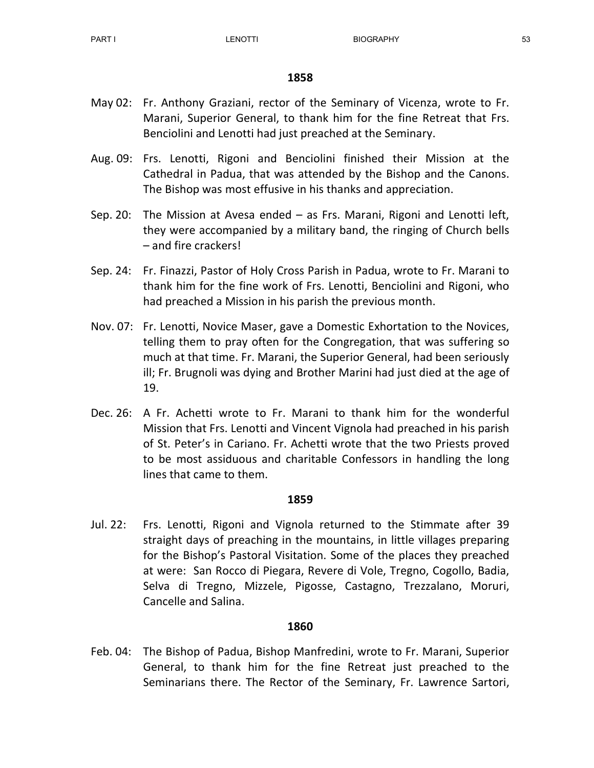## 1858

May 02: Fr. Anthony Graziani, rector of the Seminary of Vicenza, wrote to Fr. Marani, Superior General, to thank him for the fine Retreat that Frs. Benciolini and Lenotti had just preached at the Seminary.

Aug. 09: Frs. Lenotti, Rigoni and Benciolini finished their Mission at the Cathedral in Padua, that was attended by the Bishop and the Canons. The Bishop was most effusive in his thanks and appreciation.

Sep. 20: The Mission at Avesa ended – as Frs. Marani, Rigoni and Lenotti left, they were accompanied by a military band, the ringing of Church bells – and fire crackers!

Sep. 24: Fr. Finazzi, Pastor of Holy Cross Parish in Padua, wrote to Fr. Marani to thank him for the fine work of Frs. Lenotti, Benciolini and Rigoni, who had preached a Mission in his parish the previous month.

Nov. 07: Fr. Lenotti, Novice Maser, gave a Domestic Exhortation to the Novices, telling them to pray often for the Congregation, that was suffering so much at that time. Fr. Marani, the Superior General, had been seriously ill; Fr. Brugnoli was dying and Brother Marini had just died at the age of 19.

Dec. 26: A Fr. Achetti wrote to Fr. Marani to thank him for the wonderful Mission that Frs. Lenotti and Vincent Vignola had preached in his parish of St. Peter's in Cariano. Fr. Achetti wrote that the two Priests proved to be most assiduous and charitable Confessors in handling the long lines that came to them.

## 1859

Jul. 22: Frs. Lenotti, Rigoni and Vignola returned to the Stimmate after 39 straight days of preaching in the mountains, in little villages preparing for the Bishop's Pastoral Visitation. Some of the places they preached at were: San Rocco di Piegara, Revere di Vole, Tregno, Cogollo, Badia, Selva di Tregno, Mizzele, Pigosse, Castagno, Trezzalano, Moruri, Cancelle and Salina.

## 1860

Feb. 04: The Bishop of Padua, Bishop Manfredini, wrote to Fr. Marani, Superior General, to thank him for the fine Retreat just preached to the Seminarians there. The Rector of the Seminary, Fr. Lawrence Sartori,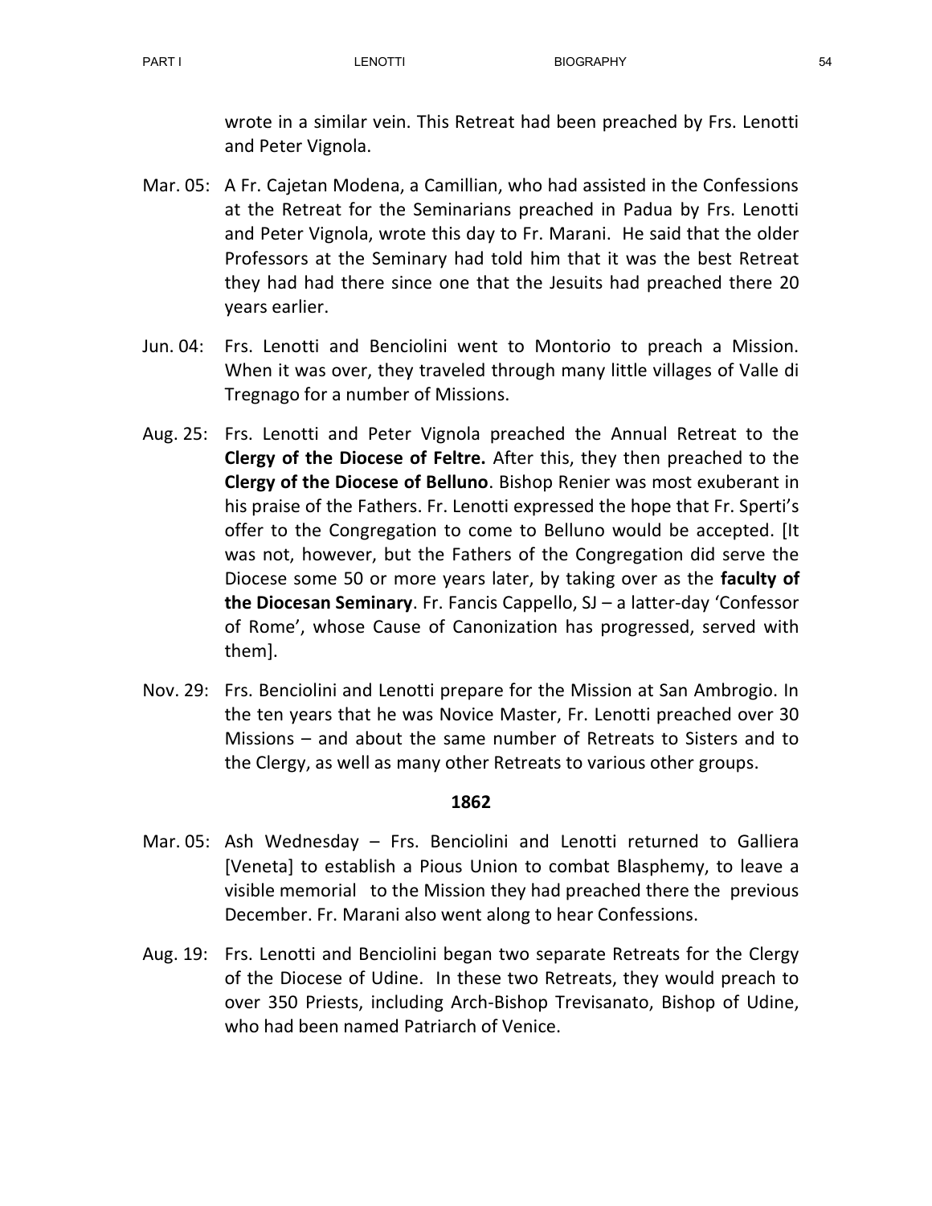wrote in a similar vein. This Retreat had been preached by Frs. Lenotti and Peter Vignola.

Mar. 05: A Fr. Cajetan Modena, a Camillian, who had assisted in the Confessions at the Retreat for the Seminarians preached in Padua by Frs. Lenotti and Peter Vignola, wrote this day to Fr. Marani. He said that the older Professors at the Seminary had told him that it was the best Retreat they had had there since one that the Jesuits had preached there 20 years earlier.

Jun. 04: Frs. Lenotti and Benciolini went to Montorio to preach a Mission. When it was over, they traveled through many little villages of Valle di Tregnago for a number of Missions.

Aug. 25: Frs. Lenotti and Peter Vignola preached the Annual Retreat to the **Clergy of the Diocese of Feltre.** After this, they then preached to the **Clergy of the Diocese of Belluno**. Bishop Renier was most exuberant in his praise of the Fathers. Fr. Lenotti expressed the hope that Fr. Sperti's offer to the Congregation to come to Belluno would be accepted. [It was not, however, but the Fathers of the Congregation did serve the Diocese some 50 or more years later, by taking over as the **faculty of the Diocesan Seminary**. Fr. Fancis Cappello, SJ – a latter-day 'Confessor of Rome', whose Cause of Canonization has progressed, served with them].

Nov. 29: Frs. Benciolini and Lenotti prepare for the Mission at San Ambrogio. In the ten years that he was Novice Master, Fr. Lenotti preached over 30 Missions – and about the same number of Retreats to Sisters and to the Clergy, as well as many other Retreats to various other groups.

**1862**

Mar. 05: Ash Wednesday – Frs. Benciolini and Lenotti returned to Galliera [Veneta] to establish a Pious Union to combat Blasphemy, to leave a visible memorial to the Mission they had preached there the previous December. Fr. Marani also went along to hear Confessions.

Aug. 19: Frs. Lenotti and Benciolini began two separate Retreats for the Clergy of the Diocese of Udine. In these two Retreats, they would preach to over 350 Priests, including Arch-Bishop Trevisanato, Bishop of Udine, who had been named Patriarch of Venice.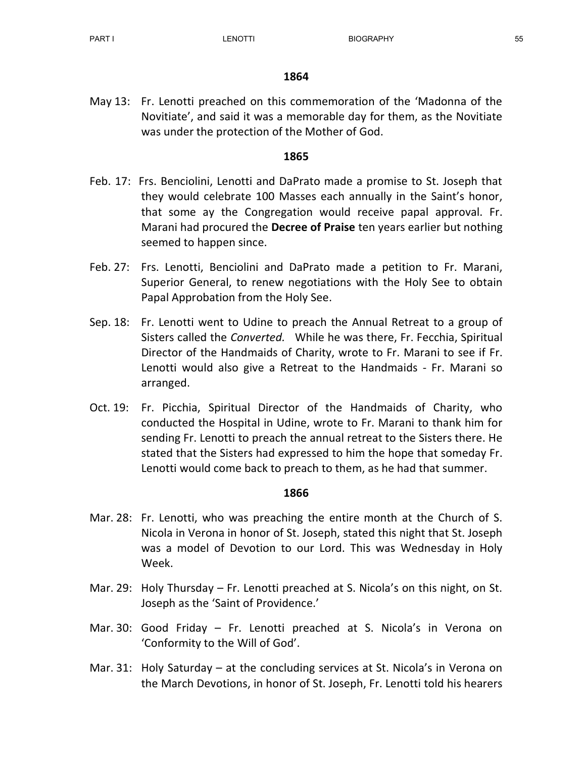## 1864

May 13: Fr. Lenotti preached on this commemoration of the 'Madonna of the Novitiate', and said it was a memorable day for them, as the Novitiate was under the protection of the Mother of God.

## 1865

Feb. 17: Frs. Benciolini, Lenotti and DaPrato made a promise to St. Joseph that they would celebrate 100 Masses each annually in the Saint's honor, that some ay the Congregation would receive papal approval. Fr. Marani had procured the **Decree of Praise** ten years earlier but nothing seemed to happen since.

Feb. 27: Frs. Lenotti, Benciolini and DaPrato made a petition to Fr. Marani, Superior General, to renew negotiations with the Holy See to obtain Papal Approbation from the Holy See.

Sep. 18: Fr. Lenotti went to Udine to preach the Annual Retreat to a group of Sisters called the *Converted.* While he was there, Fr. Fecchia, Spiritual Director of the Handmaids of Charity, wrote to Fr. Marani to see if Fr. Lenotti would also give a Retreat to the Handmaids - Fr. Marani so arranged.

Oct. 19: Fr. Picchia, Spiritual Director of the Handmaids of Charity, who conducted the Hospital in Udine, wrote to Fr. Marani to thank him for sending Fr. Lenotti to preach the annual retreat to the Sisters there. He stated that the Sisters had expressed to him the hope that someday Fr. Lenotti would come back to preach to them, as he had that summer.

## 1866

Mar. 28: Fr. Lenotti, who was preaching the entire month at the Church of S. Nicola in Verona in honor of St. Joseph, stated this night that St. Joseph was a model of Devotion to our Lord. This was Wednesday in Holy Week.

Mar. 29: Holy Thursday – Fr. Lenotti preached at S. Nicola's on this night, on St. Joseph as the 'Saint of Providence.'

Mar. 30: Good Friday – Fr. Lenotti preached at S. Nicola's in Verona on 'Conformity to the Will of God'.

Mar. 31: Holy Saturday – at the concluding services at St. Nicola's in Verona on the March Devotions, in honor of St. Joseph, Fr. Lenotti told his hearers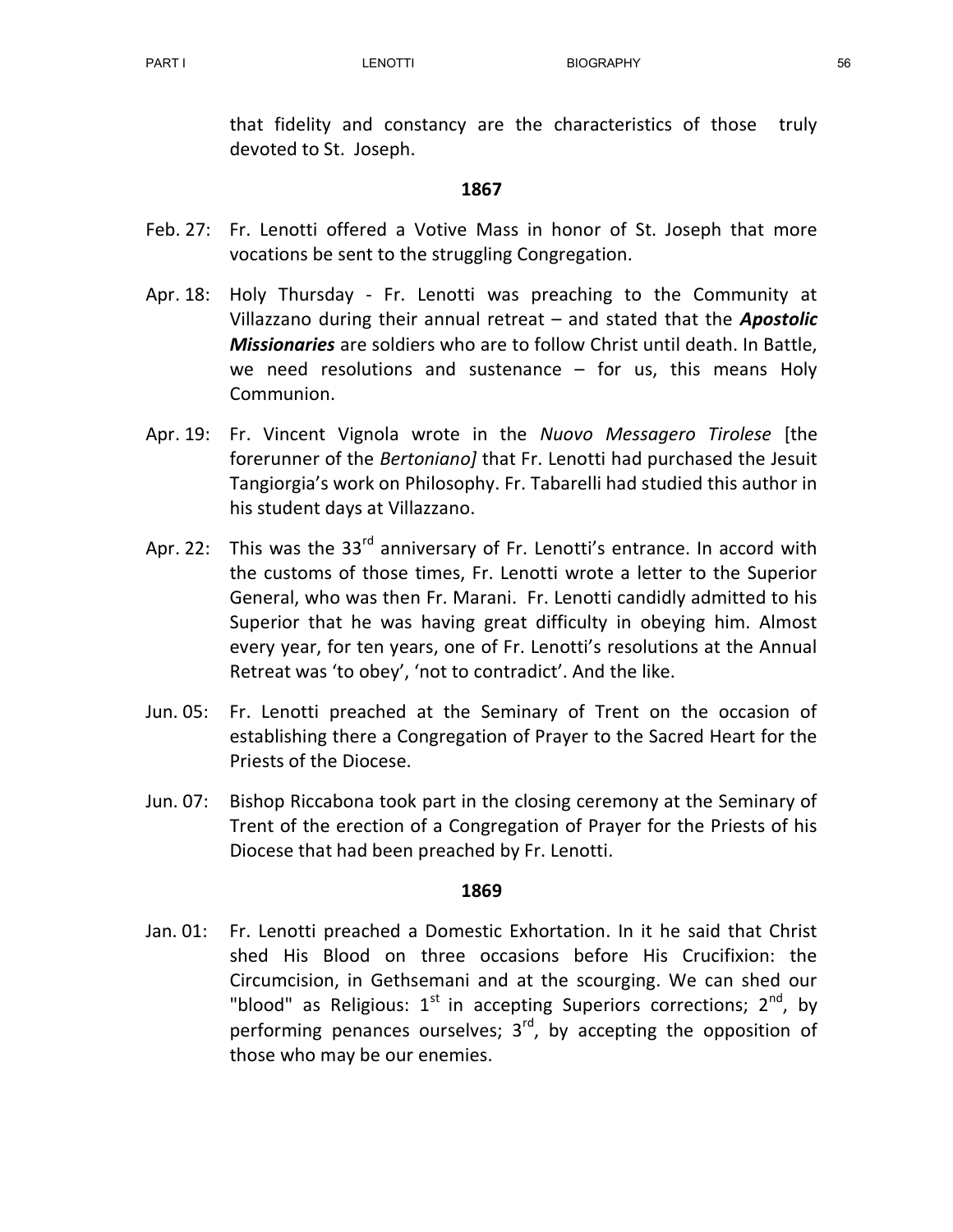that fidelity and constancy are the characteristics of those truly devoted to St. Joseph.

**1867**

Feb. 27: Fr. Lenotti offered a Votive Mass in honor of St. Joseph that more vocations be sent to the struggling Congregation.

Apr. 18: Holy Thursday - Fr. Lenotti was preaching to the Community at Villazzano during their annual retreat – and stated that the ***Apostolic Missionaries*** are soldiers who are to follow Christ until death. In Battle, we need resolutions and sustenance – for us, this means Holy Communion.

Apr. 19: Fr. Vincent Vignola wrote in the *Nuovo Messagero Tirolese* [the forerunner of the *Bertoniano]* that Fr. Lenotti had purchased the Jesuit Tangiorgia's work on Philosophy. Fr. Tabarelli had studied this author in his student days at Villazzano.

Apr. 22: This was the 33rd anniversary of Fr. Lenotti's entrance. In accord with the customs of those times, Fr. Lenotti wrote a letter to the Superior General, who was then Fr. Marani. Fr. Lenotti candidly admitted to his Superior that he was having great difficulty in obeying him. Almost every year, for ten years, one of Fr. Lenotti's resolutions at the Annual Retreat was 'to obey', 'not to contradict'. And the like.

Jun. 05: Fr. Lenotti preached at the Seminary of Trent on the occasion of establishing there a Congregation of Prayer to the Sacred Heart for the Priests of the Diocese.

Jun. 07: Bishop Riccabona took part in the closing ceremony at the Seminary of Trent of the erection of a Congregation of Prayer for the Priests of his Diocese that had been preached by Fr. Lenotti.

**1869**

Jan. 01: Fr. Lenotti preached a Domestic Exhortation. In it he said that Christ shed His Blood on three occasions before His Crucifixion: the Circumcision, in Gethsemani and at the scourging. We can shed our "blood" as Religious: 1st in accepting Superiors corrections; 2nd, by performing penances ourselves; 3rd, by accepting the opposition of those who may be our enemies.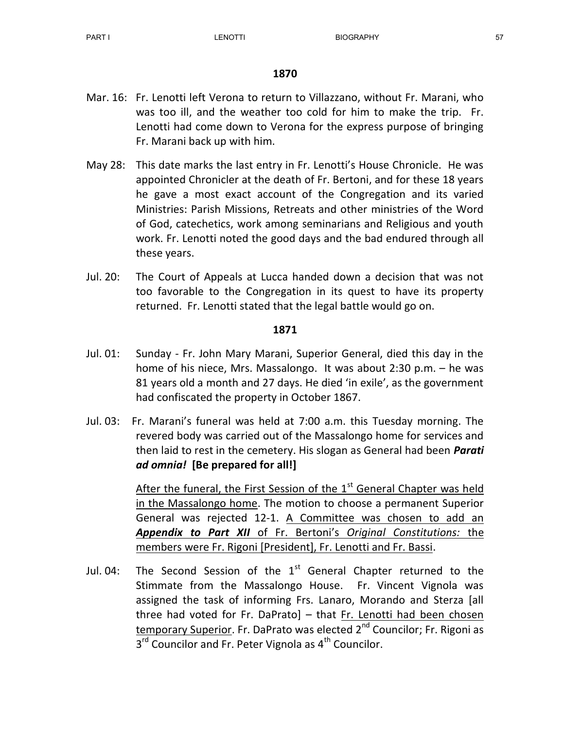## 1870

Mar. 16: Fr. Lenotti left Verona to return to Villazzano, without Fr. Marani, who was too ill, and the weather too cold for him to make the trip. Fr. Lenotti had come down to Verona for the express purpose of bringing Fr. Marani back up with him.

May 28: This date marks the last entry in Fr. Lenotti's House Chronicle. He was appointed Chronicler at the death of Fr. Bertoni, and for these 18 years he gave a most exact account of the Congregation and its varied Ministries: Parish Missions, Retreats and other ministries of the Word of God, catechetics, work among seminarians and Religious and youth work. Fr. Lenotti noted the good days and the bad endured through all these years.

Jul. 20: The Court of Appeals at Lucca handed down a decision that was not too favorable to the Congregation in its quest to have its property returned. Fr. Lenotti stated that the legal battle would go on.

## 1871

Jul. 01: Sunday - Fr. John Mary Marani, Superior General, died this day in the home of his niece, Mrs. Massalongo. It was about 2:30 p.m. – he was 81 years old a month and 27 days. He died 'in exile', as the government had confiscated the property in October 1867.

Jul. 03: Fr. Marani's funeral was held at 7:00 a.m. this Tuesday morning. The revered body was carried out of the Massalongo home for services and then laid to rest in the cemetery. His slogan as General had been ***Parati ad omnia!*** **[Be prepared for all!]**

After the funeral, the First Session of the 1st General Chapter was held in the Massalongo home. The motion to choose a permanent Superior General was rejected 12-1. A Committee was chosen to add an ***Appendix to Part XII*** of Fr. Bertoni's *Original Constitutions:* the members were Fr. Rigoni [President], Fr. Lenotti and Fr. Bassi.

Jul. 04: The Second Session of the 1st General Chapter returned to the Stimmate from the Massalongo House. Fr. Vincent Vignola was assigned the task of informing Frs. Lanaro, Morando and Sterza [all three had voted for Fr. DaPrato] – that Fr. Lenotti had been chosen temporary Superior. Fr. DaPrato was elected 2nd Councilor; Fr. Rigoni as 3rd Councilor and Fr. Peter Vignola as 4th Councilor.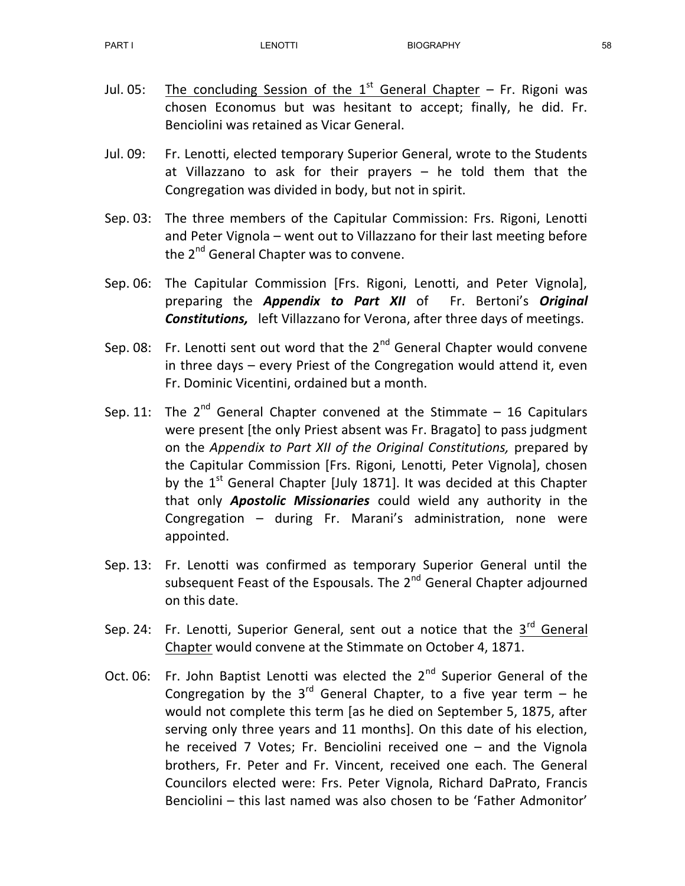Jul. 05: <u>The concluding Session of the 1st General Chapter</u> – Fr. Rigoni was chosen Economus but was hesitant to accept; finally, he did. Fr. Benciolini was retained as Vicar General.

Jul. 09: Fr. Lenotti, elected temporary Superior General, wrote to the Students at Villazzano to ask for their prayers – he told them that the Congregation was divided in body, but not in spirit.

Sep. 03: The three members of the Capitular Commission: Frs. Rigoni, Lenotti and Peter Vignola – went out to Villazzano for their last meeting before the 2nd General Chapter was to convene.

Sep. 06: The Capitular Commission [Frs. Rigoni, Lenotti, and Peter Vignola], preparing the ***Appendix to Part XII*** of Fr. Bertoni's ***Original Constitutions,*** left Villazzano for Verona, after three days of meetings.

Sep. 08: Fr. Lenotti sent out word that the 2nd General Chapter would convene in three days – every Priest of the Congregation would attend it, even Fr. Dominic Vicentini, ordained but a month.

Sep. 11: The 2nd General Chapter convened at the Stimmate – 16 Capitulars were present [the only Priest absent was Fr. Bragato] to pass judgment on the *Appendix to Part XII of the Original Constitutions,* prepared by the Capitular Commission [Frs. Rigoni, Lenotti, Peter Vignola], chosen by the 1st General Chapter [July 1871]. It was decided at this Chapter that only ***Apostolic Missionaries*** could wield any authority in the Congregation – during Fr. Marani's administration, none were appointed.

Sep. 13: Fr. Lenotti was confirmed as temporary Superior General until the subsequent Feast of the Espousals. The 2nd General Chapter adjourned on this date.

Sep. 24: Fr. Lenotti, Superior General, sent out a notice that the <u>3rd General Chapter</u> would convene at the Stimmate on October 4, 1871.

Oct. 06: Fr. John Baptist Lenotti was elected the 2nd Superior General of the Congregation by the 3rd General Chapter, to a five year term – he would not complete this term [as he died on September 5, 1875, after serving only three years and 11 months]. On this date of his election, he received 7 Votes; Fr. Benciolini received one – and the Vignola brothers, Fr. Peter and Fr. Vincent, received one each. The General Councilors elected were: Frs. Peter Vignola, Richard DaPrato, Francis Benciolini – this last named was also chosen to be 'Father Admonitor'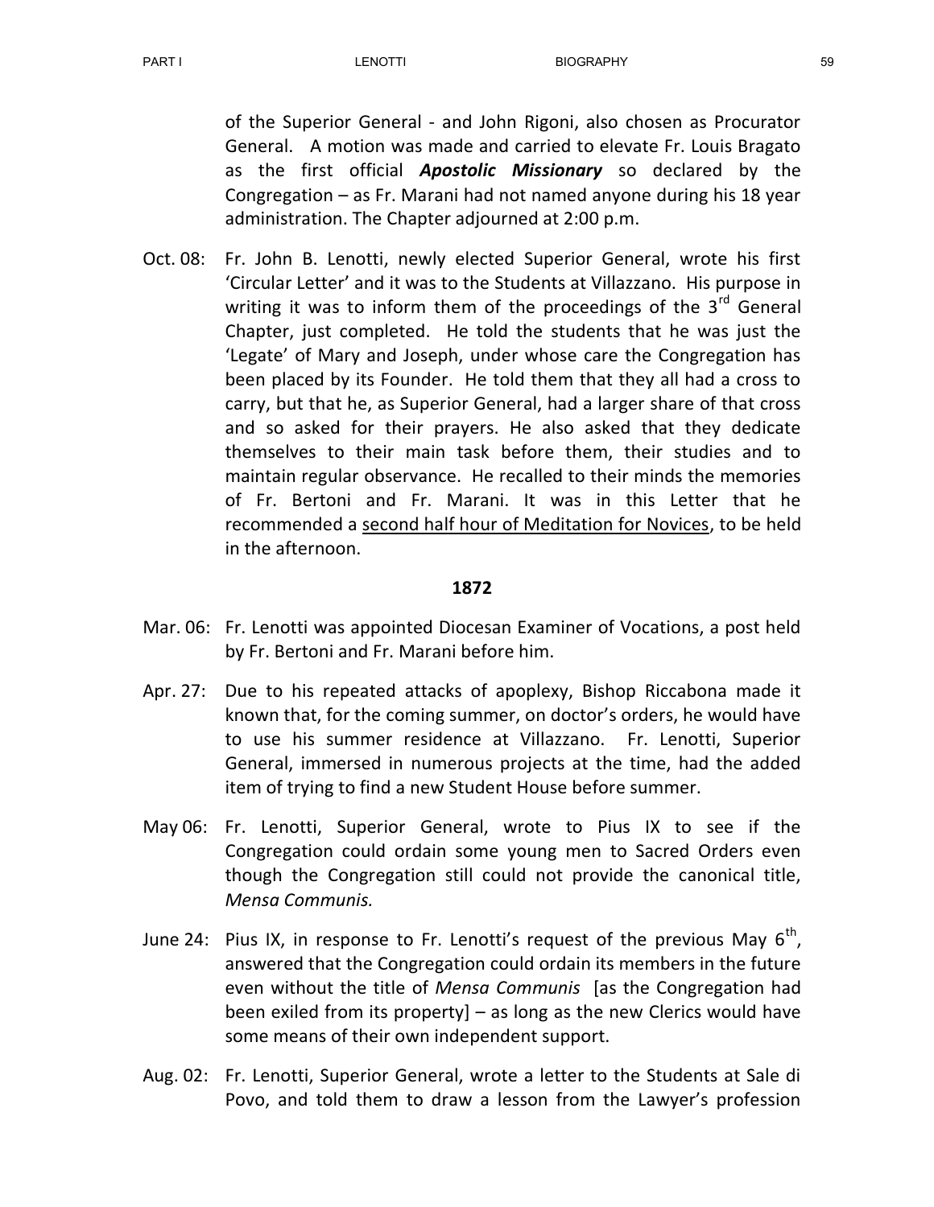of the Superior General - and John Rigoni, also chosen as Procurator General. A motion was made and carried to elevate Fr. Louis Bragato as the first official ***Apostolic Missionary*** so declared by the Congregation – as Fr. Marani had not named anyone during his 18 year administration. The Chapter adjourned at 2:00 p.m.

Oct. 08: Fr. John B. Lenotti, newly elected Superior General, wrote his first 'Circular Letter' and it was to the Students at Villazzano. His purpose in writing it was to inform them of the proceedings of the 3rd General Chapter, just completed. He told the students that he was just the 'Legate' of Mary and Joseph, under whose care the Congregation has been placed by its Founder. He told them that they all had a cross to carry, but that he, as Superior General, had a larger share of that cross and so asked for their prayers. He also asked that they dedicate themselves to their main task before them, their studies and to maintain regular observance. He recalled to their minds the memories of Fr. Bertoni and Fr. Marani. It was in this Letter that he recommended a <u>second half hour of Meditation for Novices</u>, to be held in the afternoon.

**1872**

Mar. 06: Fr. Lenotti was appointed Diocesan Examiner of Vocations, a post held by Fr. Bertoni and Fr. Marani before him.

Apr. 27: Due to his repeated attacks of apoplexy, Bishop Riccabona made it known that, for the coming summer, on doctor's orders, he would have to use his summer residence at Villazzano. Fr. Lenotti, Superior General, immersed in numerous projects at the time, had the added item of trying to find a new Student House before summer.

May 06: Fr. Lenotti, Superior General, wrote to Pius IX to see if the Congregation could ordain some young men to Sacred Orders even though the Congregation still could not provide the canonical title, *Mensa Communis.*

June 24: Pius IX, in response to Fr. Lenotti's request of the previous May 6th, answered that the Congregation could ordain its members in the future even without the title of *Mensa Communis* [as the Congregation had been exiled from its property] – as long as the new Clerics would have some means of their own independent support.

Aug. 02: Fr. Lenotti, Superior General, wrote a letter to the Students at Sale di Povo, and told them to draw a lesson from the Lawyer's profession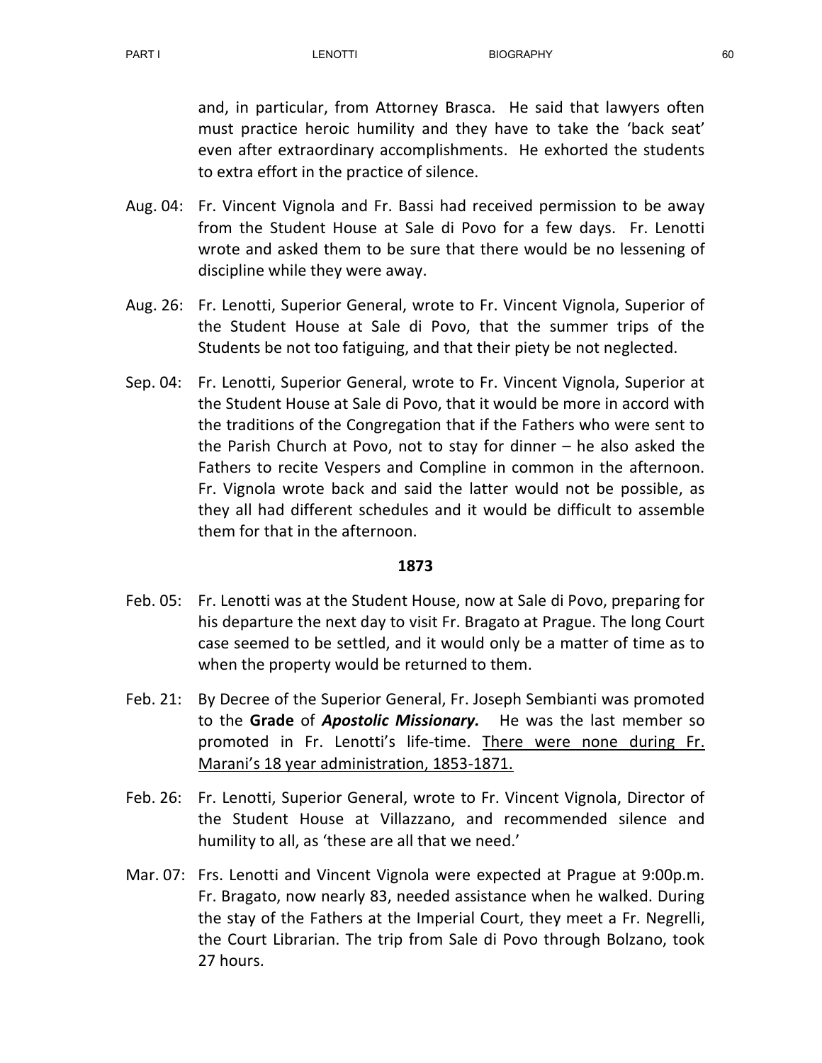and, in particular, from Attorney Brasca. He said that lawyers often must practice heroic humility and they have to take the 'back seat' even after extraordinary accomplishments. He exhorted the students to extra effort in the practice of silence.

Aug. 04: Fr. Vincent Vignola and Fr. Bassi had received permission to be away from the Student House at Sale di Povo for a few days. Fr. Lenotti wrote and asked them to be sure that there would be no lessening of discipline while they were away.

Aug. 26: Fr. Lenotti, Superior General, wrote to Fr. Vincent Vignola, Superior of the Student House at Sale di Povo, that the summer trips of the Students be not too fatiguing, and that their piety be not neglected.

Sep. 04: Fr. Lenotti, Superior General, wrote to Fr. Vincent Vignola, Superior at the Student House at Sale di Povo, that it would be more in accord with the traditions of the Congregation that if the Fathers who were sent to the Parish Church at Povo, not to stay for dinner – he also asked the Fathers to recite Vespers and Compline in common in the afternoon. Fr. Vignola wrote back and said the latter would not be possible, as they all had different schedules and it would be difficult to assemble them for that in the afternoon.

**1873**

Feb. 05: Fr. Lenotti was at the Student House, now at Sale di Povo, preparing for his departure the next day to visit Fr. Bragato at Prague. The long Court case seemed to be settled, and it would only be a matter of time as to when the property would be returned to them.

Feb. 21: By Decree of the Superior General, Fr. Joseph Sembianti was promoted to the **Grade** of ***Apostolic Missionary.*** He was the last member so promoted in Fr. Lenotti's life-time. <u>There were none during Fr. Marani's 18 year administration, 1853-1871.</u>

Feb. 26: Fr. Lenotti, Superior General, wrote to Fr. Vincent Vignola, Director of the Student House at Villazzano, and recommended silence and humility to all, as 'these are all that we need.'

Mar. 07: Frs. Lenotti and Vincent Vignola were expected at Prague at 9:00p.m. Fr. Bragato, now nearly 83, needed assistance when he walked. During the stay of the Fathers at the Imperial Court, they meet a Fr. Negrelli, the Court Librarian. The trip from Sale di Povo through Bolzano, took 27 hours.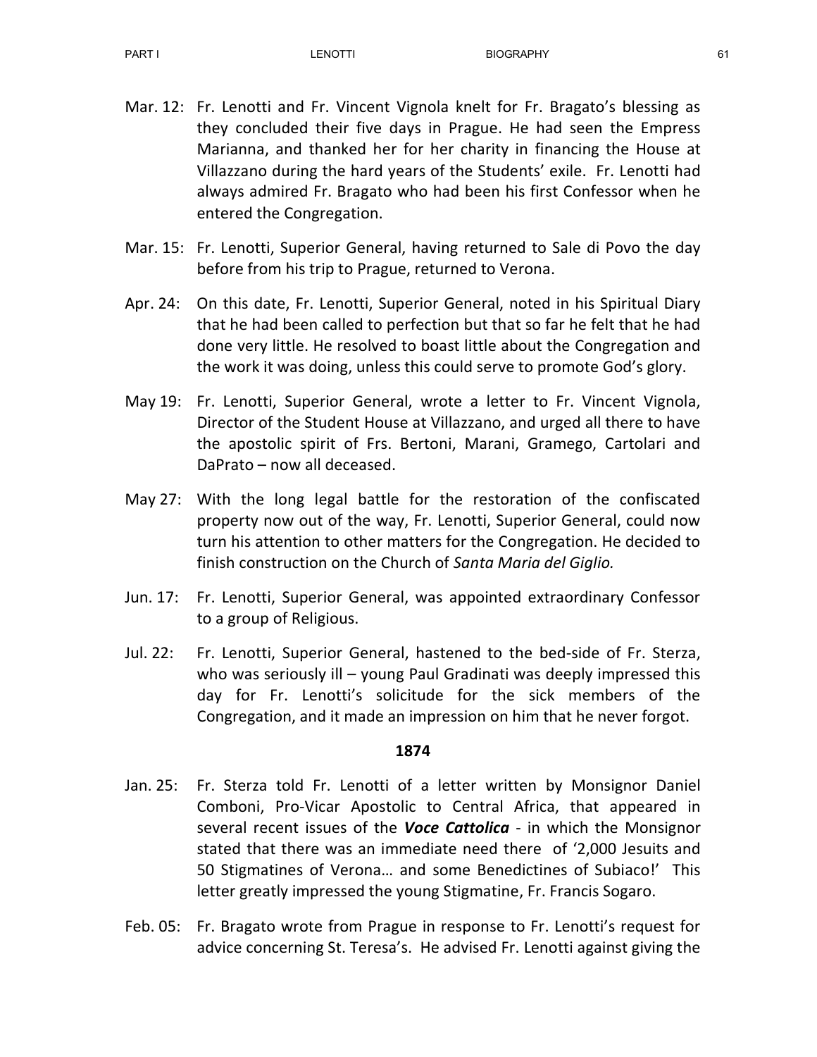Mar. 12: Fr. Lenotti and Fr. Vincent Vignola knelt for Fr. Bragato's blessing as they concluded their five days in Prague. He had seen the Empress Marianna, and thanked her for her charity in financing the House at Villazzano during the hard years of the Students' exile. Fr. Lenotti had always admired Fr. Bragato who had been his first Confessor when he entered the Congregation.

Mar. 15: Fr. Lenotti, Superior General, having returned to Sale di Povo the day before from his trip to Prague, returned to Verona.

Apr. 24: On this date, Fr. Lenotti, Superior General, noted in his Spiritual Diary that he had been called to perfection but that so far he felt that he had done very little. He resolved to boast little about the Congregation and the work it was doing, unless this could serve to promote God's glory.

May 19: Fr. Lenotti, Superior General, wrote a letter to Fr. Vincent Vignola, Director of the Student House at Villazzano, and urged all there to have the apostolic spirit of Frs. Bertoni, Marani, Gramego, Cartolari and DaPrato – now all deceased.

May 27: With the long legal battle for the restoration of the confiscated property now out of the way, Fr. Lenotti, Superior General, could now turn his attention to other matters for the Congregation. He decided to finish construction on the Church of *Santa Maria del Giglio.*

Jun. 17: Fr. Lenotti, Superior General, was appointed extraordinary Confessor to a group of Religious.

Jul. 22: Fr. Lenotti, Superior General, hastened to the bed-side of Fr. Sterza, who was seriously ill – young Paul Gradinati was deeply impressed this day for Fr. Lenotti's solicitude for the sick members of the Congregation, and it made an impression on him that he never forgot.

**1874**

Jan. 25: Fr. Sterza told Fr. Lenotti of a letter written by Monsignor Daniel Comboni, Pro-Vicar Apostolic to Central Africa, that appeared in several recent issues of the ***Voce Cattolica*** - in which the Monsignor stated that there was an immediate need there of '2,000 Jesuits and 50 Stigmatines of Verona… and some Benedictines of Subiaco!' This letter greatly impressed the young Stigmatine, Fr. Francis Sogaro.

Feb. 05: Fr. Bragato wrote from Prague in response to Fr. Lenotti's request for advice concerning St. Teresa's. He advised Fr. Lenotti against giving the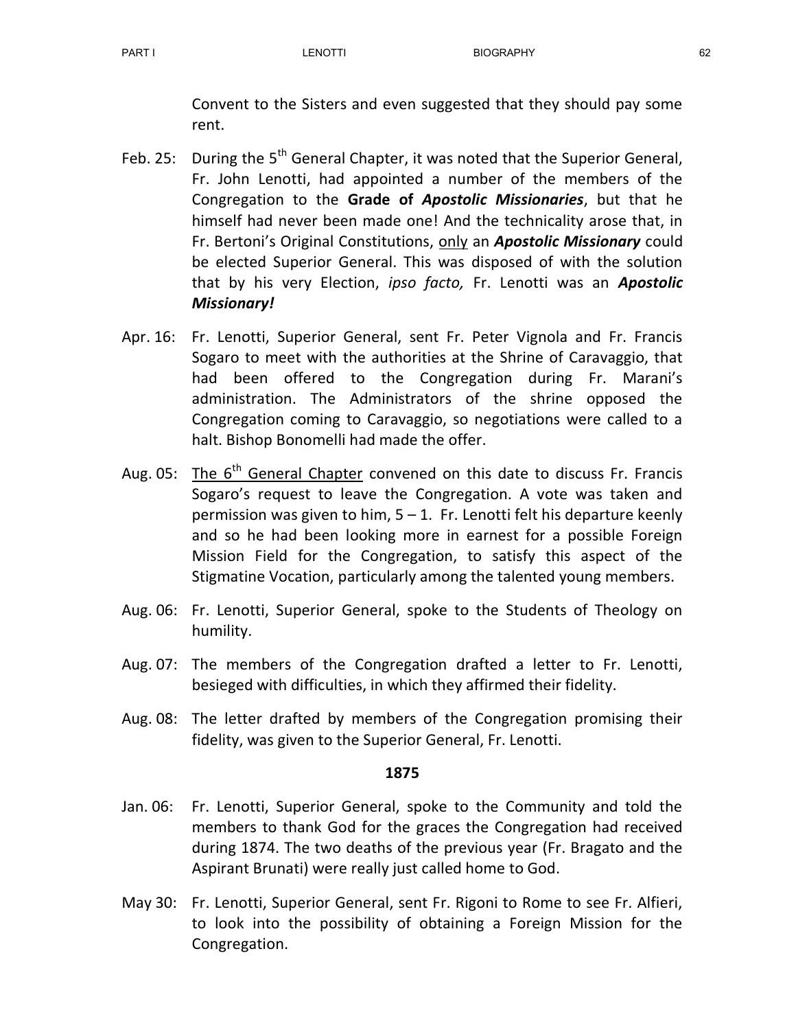Convent to the Sisters and even suggested that they should pay some rent.

Feb. 25: During the 5th General Chapter, it was noted that the Superior General, Fr. John Lenotti, had appointed a number of the members of the Congregation to the **Grade of *Apostolic Missionaries***, but that he himself had never been made one! And the technicality arose that, in Fr. Bertoni's Original Constitutions, <u>only</u> an ***Apostolic Missionary*** could be elected Superior General. This was disposed of with the solution that by his very Election, *ipso facto,* Fr. Lenotti was an ***Apostolic Missionary!***

Apr. 16: Fr. Lenotti, Superior General, sent Fr. Peter Vignola and Fr. Francis Sogaro to meet with the authorities at the Shrine of Caravaggio, that had been offered to the Congregation during Fr. Marani's administration. The Administrators of the shrine opposed the Congregation coming to Caravaggio, so negotiations were called to a halt. Bishop Bonomelli had made the offer.

Aug. 05: <u>The 6th General Chapter</u> convened on this date to discuss Fr. Francis Sogaro's request to leave the Congregation. A vote was taken and permission was given to him, 5 – 1. Fr. Lenotti felt his departure keenly and so he had been looking more in earnest for a possible Foreign Mission Field for the Congregation, to satisfy this aspect of the Stigmatine Vocation, particularly among the talented young members.

Aug. 06: Fr. Lenotti, Superior General, spoke to the Students of Theology on humility.

Aug. 07: The members of the Congregation drafted a letter to Fr. Lenotti, besieged with difficulties, in which they affirmed their fidelity.

Aug. 08: The letter drafted by members of the Congregation promising their fidelity, was given to the Superior General, Fr. Lenotti.

**1875**

Jan. 06: Fr. Lenotti, Superior General, spoke to the Community and told the members to thank God for the graces the Congregation had received during 1874. The two deaths of the previous year (Fr. Bragato and the Aspirant Brunati) were really just called home to God.

May 30: Fr. Lenotti, Superior General, sent Fr. Rigoni to Rome to see Fr. Alfieri, to look into the possibility of obtaining a Foreign Mission for the Congregation.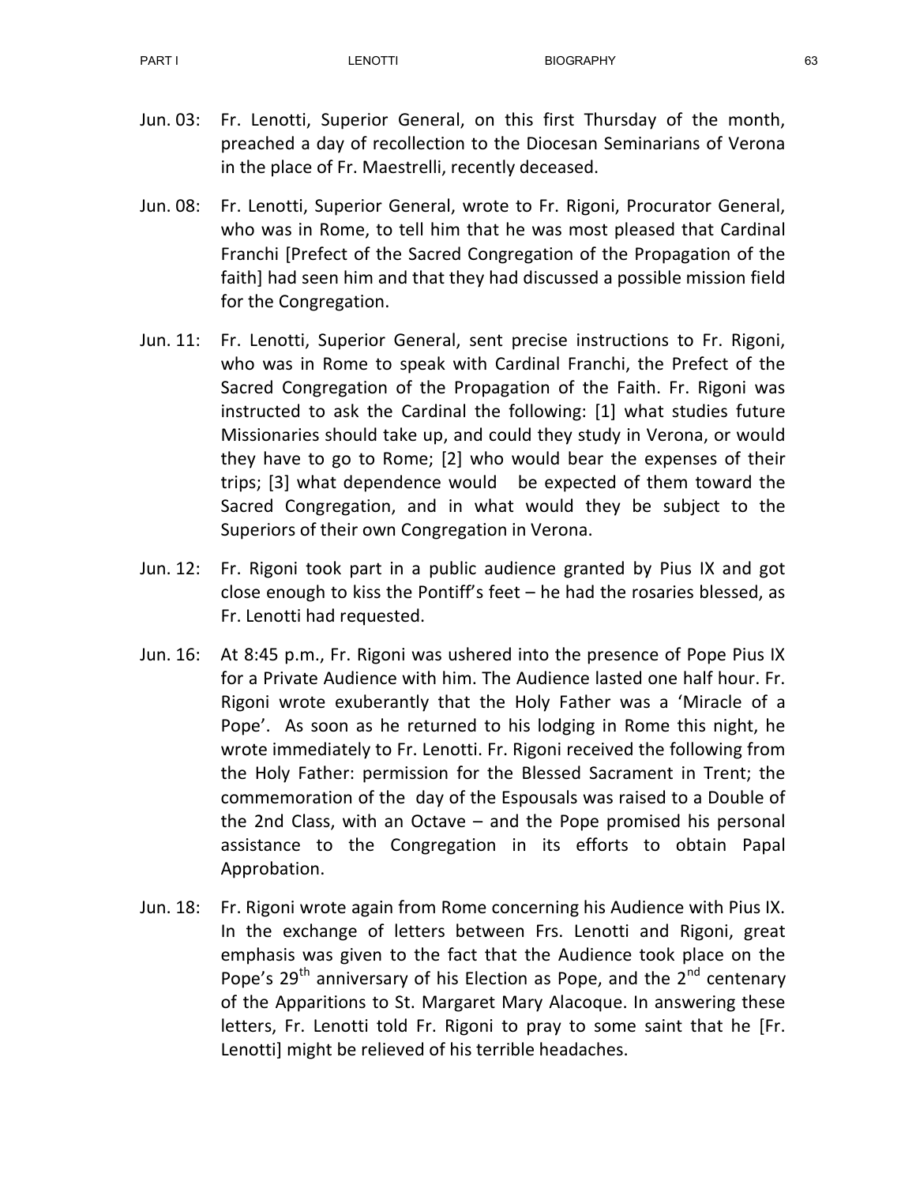Jun. 03: Fr. Lenotti, Superior General, on this first Thursday of the month, preached a day of recollection to the Diocesan Seminarians of Verona in the place of Fr. Maestrelli, recently deceased.

Jun. 08: Fr. Lenotti, Superior General, wrote to Fr. Rigoni, Procurator General, who was in Rome, to tell him that he was most pleased that Cardinal Franchi [Prefect of the Sacred Congregation of the Propagation of the faith] had seen him and that they had discussed a possible mission field for the Congregation.

Jun. 11: Fr. Lenotti, Superior General, sent precise instructions to Fr. Rigoni, who was in Rome to speak with Cardinal Franchi, the Prefect of the Sacred Congregation of the Propagation of the Faith. Fr. Rigoni was instructed to ask the Cardinal the following: [1] what studies future Missionaries should take up, and could they study in Verona, or would they have to go to Rome; [2] who would bear the expenses of their trips; [3] what dependence would be expected of them toward the Sacred Congregation, and in what would they be subject to the Superiors of their own Congregation in Verona.

Jun. 12: Fr. Rigoni took part in a public audience granted by Pius IX and got close enough to kiss the Pontiff's feet – he had the rosaries blessed, as Fr. Lenotti had requested.

Jun. 16: At 8:45 p.m., Fr. Rigoni was ushered into the presence of Pope Pius IX for a Private Audience with him. The Audience lasted one half hour. Fr. Rigoni wrote exuberantly that the Holy Father was a 'Miracle of a Pope'. As soon as he returned to his lodging in Rome this night, he wrote immediately to Fr. Lenotti. Fr. Rigoni received the following from the Holy Father: permission for the Blessed Sacrament in Trent; the commemoration of the day of the Espousals was raised to a Double of the 2nd Class, with an Octave – and the Pope promised his personal assistance to the Congregation in its efforts to obtain Papal Approbation.

Jun. 18: Fr. Rigoni wrote again from Rome concerning his Audience with Pius IX. In the exchange of letters between Frs. Lenotti and Rigoni, great emphasis was given to the fact that the Audience took place on the Pope's 29th anniversary of his Election as Pope, and the 2nd centenary of the Apparitions to St. Margaret Mary Alacoque. In answering these letters, Fr. Lenotti told Fr. Rigoni to pray to some saint that he [Fr. Lenotti] might be relieved of his terrible headaches.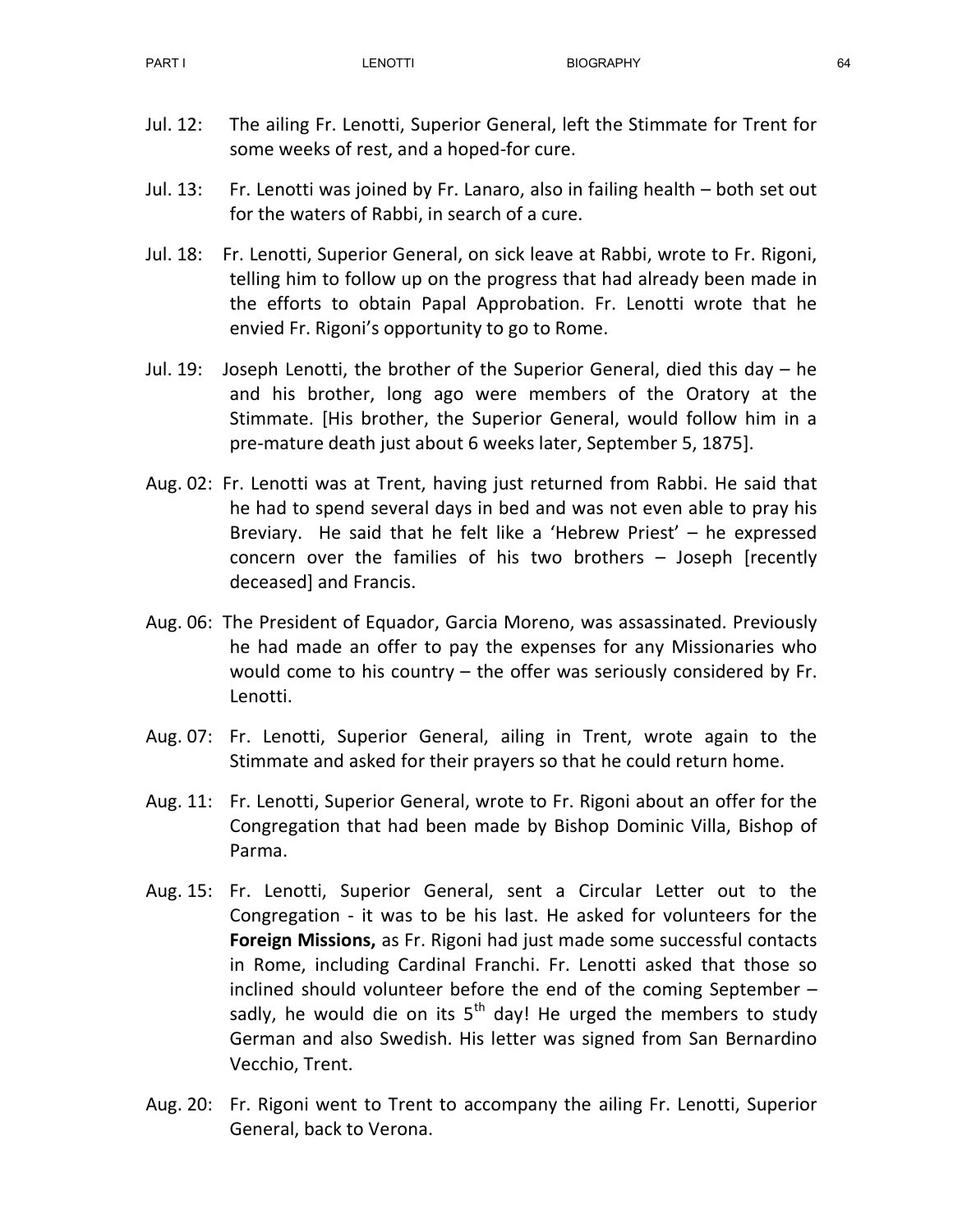Jul. 12: The ailing Fr. Lenotti, Superior General, left the Stimmate for Trent for some weeks of rest, and a hoped-for cure.

Jul. 13: Fr. Lenotti was joined by Fr. Lanaro, also in failing health – both set out for the waters of Rabbi, in search of a cure.

Jul. 18: Fr. Lenotti, Superior General, on sick leave at Rabbi, wrote to Fr. Rigoni, telling him to follow up on the progress that had already been made in the efforts to obtain Papal Approbation. Fr. Lenotti wrote that he envied Fr. Rigoni's opportunity to go to Rome.

Jul. 19: Joseph Lenotti, the brother of the Superior General, died this day – he and his brother, long ago were members of the Oratory at the Stimmate. [His brother, the Superior General, would follow him in a pre-mature death just about 6 weeks later, September 5, 1875].

Aug. 02: Fr. Lenotti was at Trent, having just returned from Rabbi. He said that he had to spend several days in bed and was not even able to pray his Breviary. He said that he felt like a 'Hebrew Priest' – he expressed concern over the families of his two brothers – Joseph [recently deceased] and Francis.

Aug. 06: The President of Equador, Garcia Moreno, was assassinated. Previously he had made an offer to pay the expenses for any Missionaries who would come to his country – the offer was seriously considered by Fr. Lenotti.

Aug. 07: Fr. Lenotti, Superior General, ailing in Trent, wrote again to the Stimmate and asked for their prayers so that he could return home.

Aug. 11: Fr. Lenotti, Superior General, wrote to Fr. Rigoni about an offer for the Congregation that had been made by Bishop Dominic Villa, Bishop of Parma.

Aug. 15: Fr. Lenotti, Superior General, sent a Circular Letter out to the Congregation - it was to be his last. He asked for volunteers for the **Foreign Missions,** as Fr. Rigoni had just made some successful contacts in Rome, including Cardinal Franchi. Fr. Lenotti asked that those so inclined should volunteer before the end of the coming September – sadly, he would die on its 5th day! He urged the members to study German and also Swedish. His letter was signed from San Bernardino Vecchio, Trent.

Aug. 20: Fr. Rigoni went to Trent to accompany the ailing Fr. Lenotti, Superior General, back to Verona.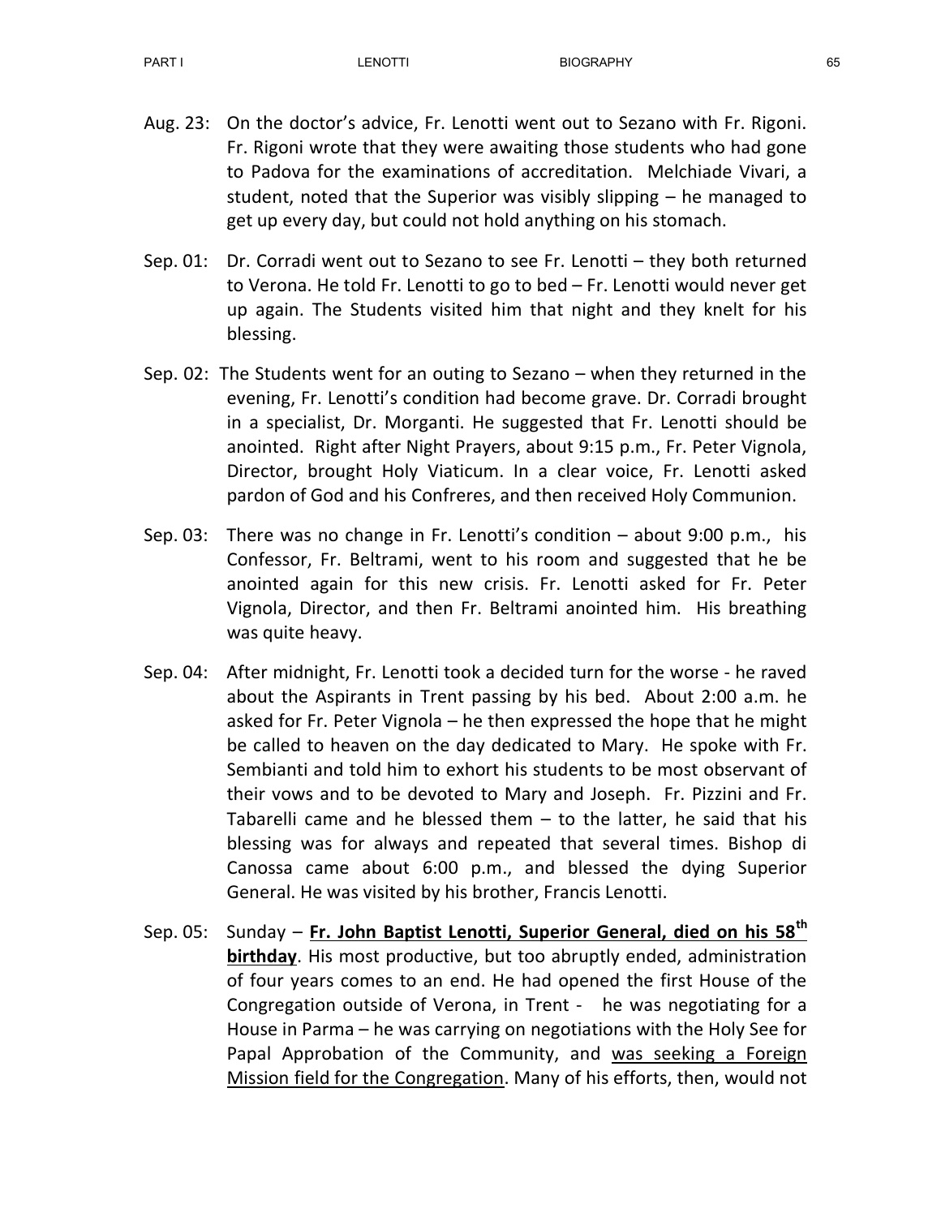Aug. 23: On the doctor's advice, Fr. Lenotti went out to Sezano with Fr. Rigoni. Fr. Rigoni wrote that they were awaiting those students who had gone to Padova for the examinations of accreditation. Melchiade Vivari, a student, noted that the Superior was visibly slipping – he managed to get up every day, but could not hold anything on his stomach.

Sep. 01: Dr. Corradi went out to Sezano to see Fr. Lenotti – they both returned to Verona. He told Fr. Lenotti to go to bed – Fr. Lenotti would never get up again. The Students visited him that night and they knelt for his blessing.

Sep. 02: The Students went for an outing to Sezano – when they returned in the evening, Fr. Lenotti's condition had become grave. Dr. Corradi brought in a specialist, Dr. Morganti. He suggested that Fr. Lenotti should be anointed. Right after Night Prayers, about 9:15 p.m., Fr. Peter Vignola, Director, brought Holy Viaticum. In a clear voice, Fr. Lenotti asked pardon of God and his Confreres, and then received Holy Communion.

Sep. 03: There was no change in Fr. Lenotti's condition – about 9:00 p.m., his Confessor, Fr. Beltrami, went to his room and suggested that he be anointed again for this new crisis. Fr. Lenotti asked for Fr. Peter Vignola, Director, and then Fr. Beltrami anointed him. His breathing was quite heavy.

Sep. 04: After midnight, Fr. Lenotti took a decided turn for the worse - he raved about the Aspirants in Trent passing by his bed. About 2:00 a.m. he asked for Fr. Peter Vignola – he then expressed the hope that he might be called to heaven on the day dedicated to Mary. He spoke with Fr. Sembianti and told him to exhort his students to be most observant of their vows and to be devoted to Mary and Joseph. Fr. Pizzini and Fr. Tabarelli came and he blessed them – to the latter, he said that his blessing was for always and repeated that several times. Bishop di Canossa came about 6:00 p.m., and blessed the dying Superior General. He was visited by his brother, Francis Lenotti.

Sep. 05: Sunday – <u>**Fr. John Baptist Lenotti, Superior General, died on his 58th birthday**</u>. His most productive, but too abruptly ended, administration of four years comes to an end. He had opened the first House of the Congregation outside of Verona, in Trent - he was negotiating for a House in Parma – he was carrying on negotiations with the Holy See for Papal Approbation of the Community, and <u>was seeking a Foreign Mission field for the Congregation</u>. Many of his efforts, then, would not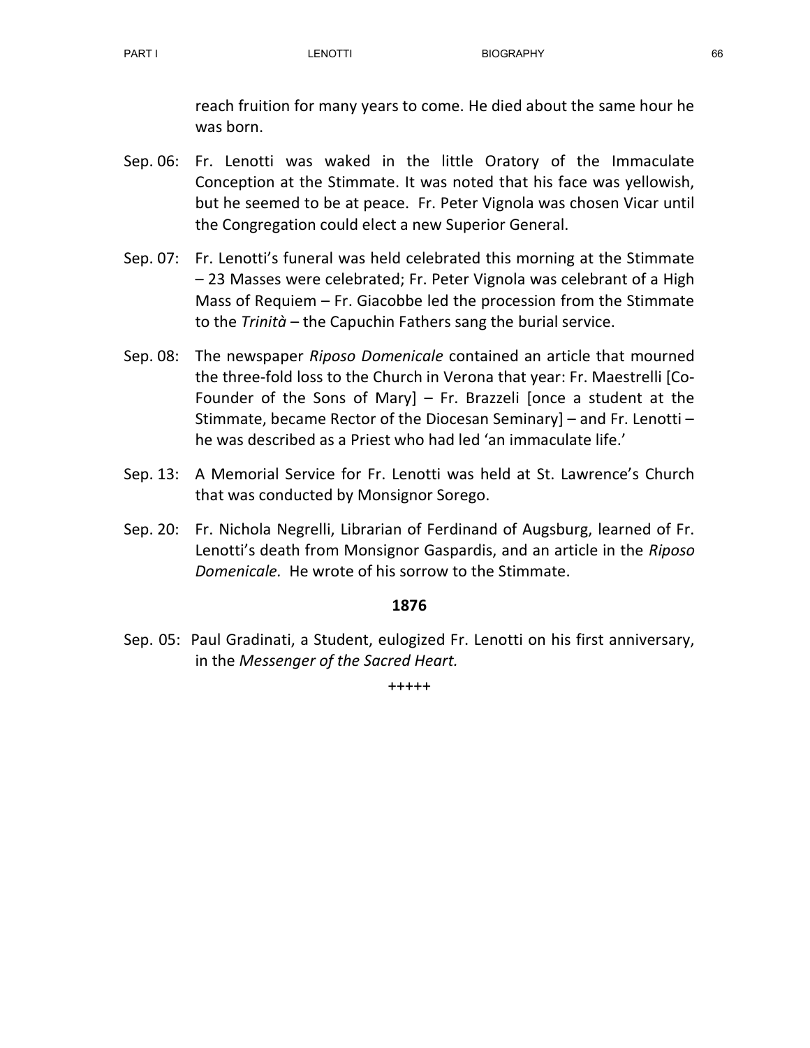reach fruition for many years to come. He died about the same hour he was born.

Sep. 06: Fr. Lenotti was waked in the little Oratory of the Immaculate Conception at the Stimmate. It was noted that his face was yellowish, but he seemed to be at peace. Fr. Peter Vignola was chosen Vicar until the Congregation could elect a new Superior General.

Sep. 07: Fr. Lenotti's funeral was held celebrated this morning at the Stimmate – 23 Masses were celebrated; Fr. Peter Vignola was celebrant of a High Mass of Requiem – Fr. Giacobbe led the procession from the Stimmate to the *Trinità* – the Capuchin Fathers sang the burial service.

Sep. 08: The newspaper *Riposo Domenicale* contained an article that mourned the three-fold loss to the Church in Verona that year: Fr. Maestrelli [Co-Founder of the Sons of Mary] – Fr. Brazzeli [once a student at the Stimmate, became Rector of the Diocesan Seminary] – and Fr. Lenotti – he was described as a Priest who had led 'an immaculate life.'

Sep. 13: A Memorial Service for Fr. Lenotti was held at St. Lawrence's Church that was conducted by Monsignor Sorego.

Sep. 20: Fr. Nichola Negrelli, Librarian of Ferdinand of Augsburg, learned of Fr. Lenotti's death from Monsignor Gaspardis, and an article in the *Riposo Domenicale.* He wrote of his sorrow to the Stimmate.

**1876**

Sep. 05: Paul Gradinati, a Student, eulogized Fr. Lenotti on his first anniversary, in the *Messenger of the Sacred Heart.*

+++++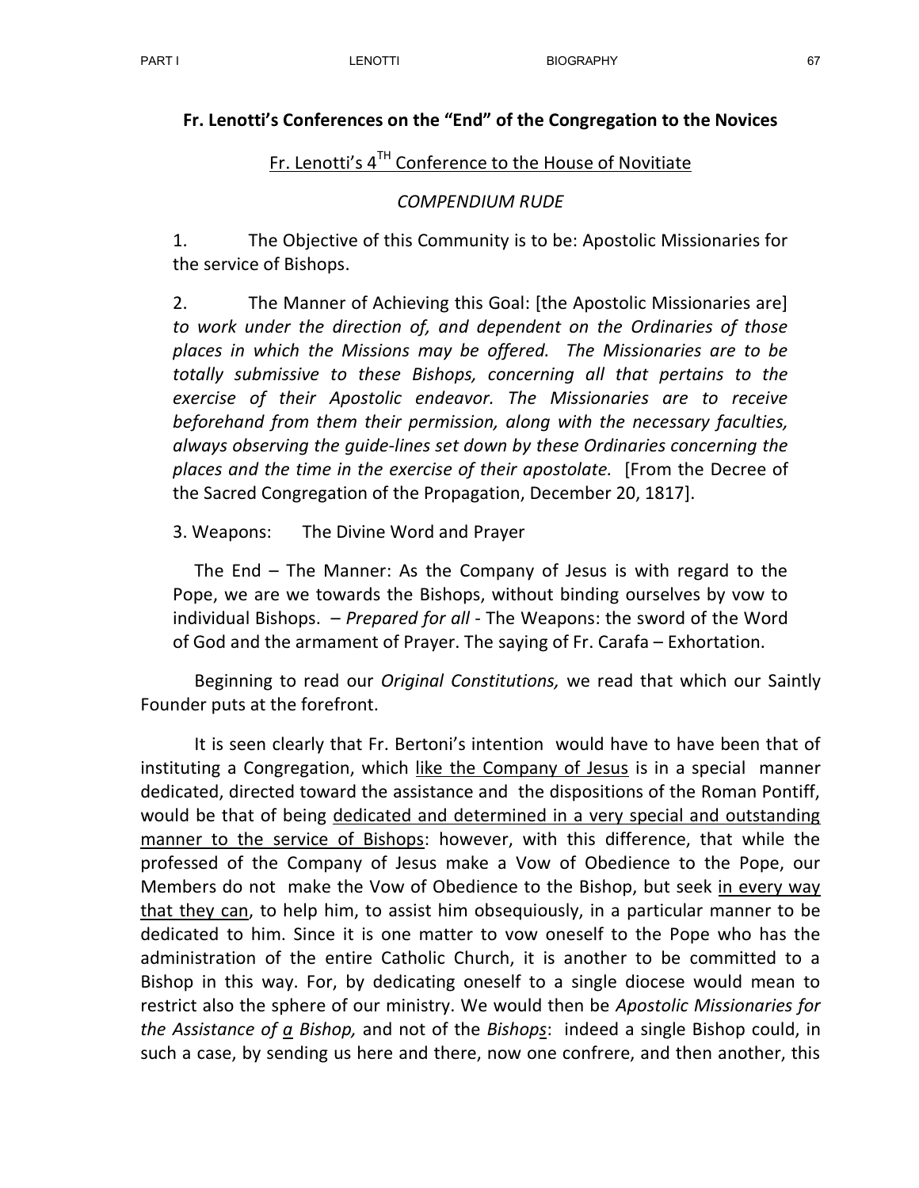**Fr. Lenotti's Conferences on the "End" of the Congregation to the Novices**

Fr. Lenotti's 4[TH] Conference to the House of Novitiate

*COMPENDIUM RUDE*

1. The Objective of this Community is to be: Apostolic Missionaries for the service of Bishops.

2. The Manner of Achieving this Goal: [the Apostolic Missionaries are] *to work under the direction of, and dependent on the Ordinaries of those places in which the Missions may be offered. The Missionaries are to be totally submissive to these Bishops, concerning all that pertains to the exercise of their Apostolic endeavor. The Missionaries are to receive beforehand from them their permission, along with the necessary faculties, always observing the guide-lines set down by these Ordinaries concerning the places and the time in the exercise of their apostolate.* [From the Decree of the Sacred Congregation of the Propagation, December 20, 1817].

3. Weapons: The Divine Word and Prayer

The End – The Manner: As the Company of Jesus is with regard to the Pope, we are we towards the Bishops, without binding ourselves by vow to individual Bishops. – *Prepared for all* - The Weapons: the sword of the Word of God and the armament of Prayer. The saying of Fr. Carafa – Exhortation.

Beginning to read our *Original Constitutions,* we read that which our Saintly Founder puts at the forefront.

It is seen clearly that Fr. Bertoni's intention would have to have been that of instituting a Congregation, which like the Company of Jesus is in a special manner dedicated, directed toward the assistance and the dispositions of the Roman Pontiff, would be that of being dedicated and determined in a very special and outstanding manner to the service of Bishops: however, with this difference, that while the professed of the Company of Jesus make a Vow of Obedience to the Pope, our Members do not make the Vow of Obedience to the Bishop, but seek in every way that they can, to help him, to assist him obsequiously, in a particular manner to be dedicated to him. Since it is one matter to vow oneself to the Pope who has the administration of the entire Catholic Church, it is another to be committed to a Bishop in this way. For, by dedicating oneself to a single diocese would mean to restrict also the sphere of our ministry. We would then be *Apostolic Missionaries for the Assistance of a Bishop,* and not of the *Bishops*: indeed a single Bishop could, in such a case, by sending us here and there, now one confrere, and then another, this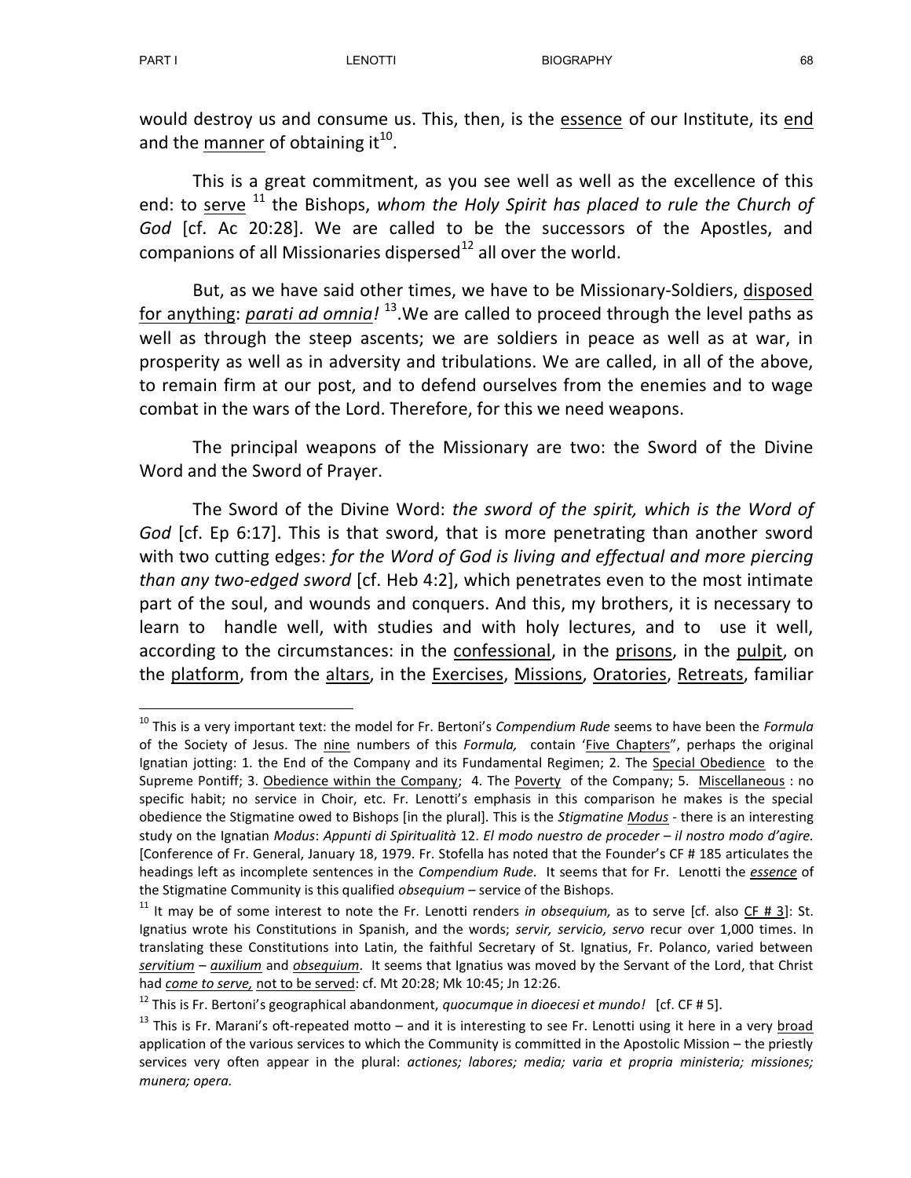would destroy us and consume us. This, then, is the essence of our Institute, its end and the manner of obtaining it[10].

This is a great commitment, as you see well as well as the excellence of this end: to serve [11] the Bishops, *whom the Holy Spirit has placed to rule the Church of God* [cf. Ac 20:28]. We are called to be the successors of the Apostles, and companions of all Missionaries dispersed[12] all over the world.

But, as we have said other times, we have to be Missionary-Soldiers, disposed for anything: *parati ad omnia!* [13].We are called to proceed through the level paths as well as through the steep ascents; we are soldiers in peace as well as at war, in prosperity as well as in adversity and tribulations. We are called, in all of the above, to remain firm at our post, and to defend ourselves from the enemies and to wage combat in the wars of the Lord. Therefore, for this we need weapons.

The principal weapons of the Missionary are two: the Sword of the Divine Word and the Sword of Prayer.

The Sword of the Divine Word: *the sword of the spirit, which is the Word of God* [cf. Ep 6:17]. This is that sword, that is more penetrating than another sword with two cutting edges: *for the Word of God is living and effectual and more piercing than any two-edged sword* [cf. Heb 4:2], which penetrates even to the most intimate part of the soul, and wounds and conquers. And this, my brothers, it is necessary to learn to handle well, with studies and with holy lectures, and to use it well, according to the circumstances: in the confessional, in the prisons, in the pulpit, on the platform, from the altars, in the Exercises, Missions, Oratories, Retreats, familiar

---

[10] This is a very important text: the model for Fr. Bertoni's *Compendium Rude* seems to have been the *Formula* of the Society of Jesus. The nine numbers of this *Formula,* contain 'Five Chapters", perhaps the original Ignatian jotting: 1. the End of the Company and its Fundamental Regimen; 2. The Special Obedience to the Supreme Pontiff; 3. Obedience within the Company; 4. The Poverty of the Company; 5. Miscellaneous : no specific habit; no service in Choir, etc. Fr. Lenotti's emphasis in this comparison he makes is the special obedience the Stigmatine owed to Bishops [in the plural]. This is the *Stigmatine Modus* - there is an interesting study on the Ignatian *Modus*: *Appunti di Spiritualità* 12. *El modo nuestro de proceder – il nostro modo d'agire.* [Conference of Fr. General, January 18, 1979. Fr. Stofella has noted that the Founder's CF # 185 articulates the headings left as incomplete sentences in the *Compendium Rude.* It seems that for Fr. Lenotti the ***essence*** of the Stigmatine Community is this qualified *obsequium* – service of the Bishops.

[11] It may be of some interest to note the Fr. Lenotti renders *in obsequium,* as to serve [cf. also CF # 3]: St. Ignatius wrote his Constitutions in Spanish, and the words; *servir, servicio, servo* recur over 1,000 times. In translating these Constitutions into Latin, the faithful Secretary of St. Ignatius, Fr. Polanco, varied between ***servitium*** – ***auxilium*** and ***obsequium***. It seems that Ignatius was moved by the Servant of the Lord, that Christ had ***come to serve,*** not to be served: cf. Mt 20:28; Mk 10:45; Jn 12:26.

[12] This is Fr. Bertoni's geographical abandonment, *quocumque in dioecesi et mundo!* [cf. CF # 5].

[13] This is Fr. Marani's oft-repeated motto – and it is interesting to see Fr. Lenotti using it here in a very broad application of the various services to which the Community is committed in the Apostolic Mission – the priestly services very often appear in the plural: *actiones; labores; media; varia et propria ministeria; missiones; munera; opera.*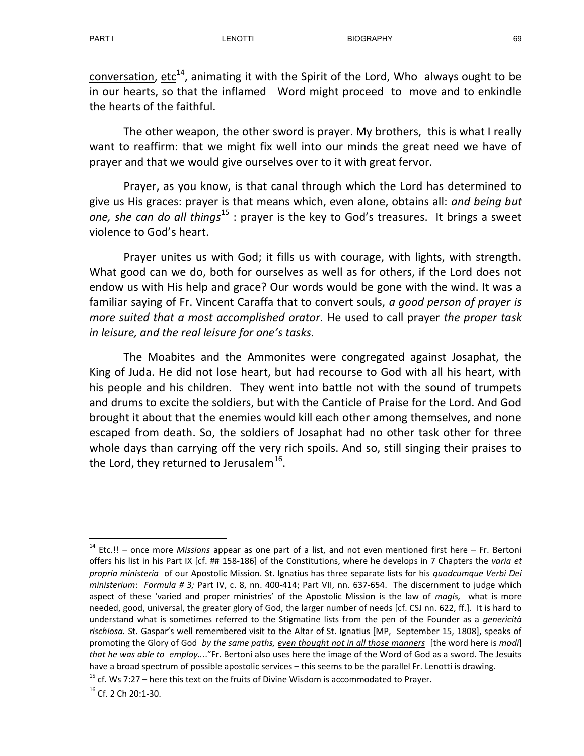<u>conversation</u>, <u>etc</u>[14], animating it with the Spirit of the Lord, Who always ought to be in our hearts, so that the inflamed Word might proceed to move and to enkindle the hearts of the faithful.

The other weapon, the other sword is prayer. My brothers, this is what I really want to reaffirm: that we might fix well into our minds the great need we have of prayer and that we would give ourselves over to it with great fervor.

Prayer, as you know, is that canal through which the Lord has determined to give us His graces: prayer is that means which, even alone, obtains all: *and being but one, she can do all things*[15] : prayer is the key to God's treasures. It brings a sweet violence to God's heart.

Prayer unites us with God; it fills us with courage, with lights, with strength. What good can we do, both for ourselves as well as for others, if the Lord does not endow us with His help and grace? Our words would be gone with the wind. It was a familiar saying of Fr. Vincent Caraffa that to convert souls, *a good person of prayer is more suited that a most accomplished orator.* He used to call prayer *the proper task in leisure, and the real leisure for one's tasks.*

The Moabites and the Ammonites were congregated against Josaphat, the King of Juda. He did not lose heart, but had recourse to God with all his heart, with his people and his children. They went into battle not with the sound of trumpets and drums to excite the soldiers, but with the Canticle of Praise for the Lord. And God brought it about that the enemies would kill each other among themselves, and none escaped from death. So, the soldiers of Josaphat had no other task other for three whole days than carrying off the very rich spoils. And so, still singing their praises to the Lord, they returned to Jerusalem[16].

---

[14] <u>Etc.!!</u> – once more *Missions* appear as one part of a list, and not even mentioned first here – Fr. Bertoni offers his list in his Part IX [cf. ## 158-186] of the Constitutions, where he develops in 7 Chapters the *varia et propria ministeria* of our Apostolic Mission. St. Ignatius has three separate lists for his *quodcumque Verbi Dei ministerium*: *Formula # 3;* Part IV, c. 8, nn. 400-414; Part VII, nn. 637-654. The discernment to judge which aspect of these 'varied and proper ministries' of the Apostolic Mission is the law of *magis,* what is more needed, good, universal, the greater glory of God, the larger number of needs [cf. CSJ nn. 622, ff.]. It is hard to understand what is sometimes referred to the Stigmatine lists from the pen of the Founder as a *genericità rischiosa.* St. Gaspar's well remembered visit to the Altar of St. Ignatius [MP, September 15, 1808], speaks of promoting the Glory of God *by the same paths, <u>even thought not in all those manners</u>* [the word here is *modi*] *that he was able to employ...*."Fr. Bertoni also uses here the image of the Word of God as a sword. The Jesuits have a broad spectrum of possible apostolic services – this seems to be the parallel Fr. Lenotti is drawing.

[15] cf. Ws 7:27 – here this text on the fruits of Divine Wisdom is accommodated to Prayer.

[16] Cf. 2 Ch 20:1-30.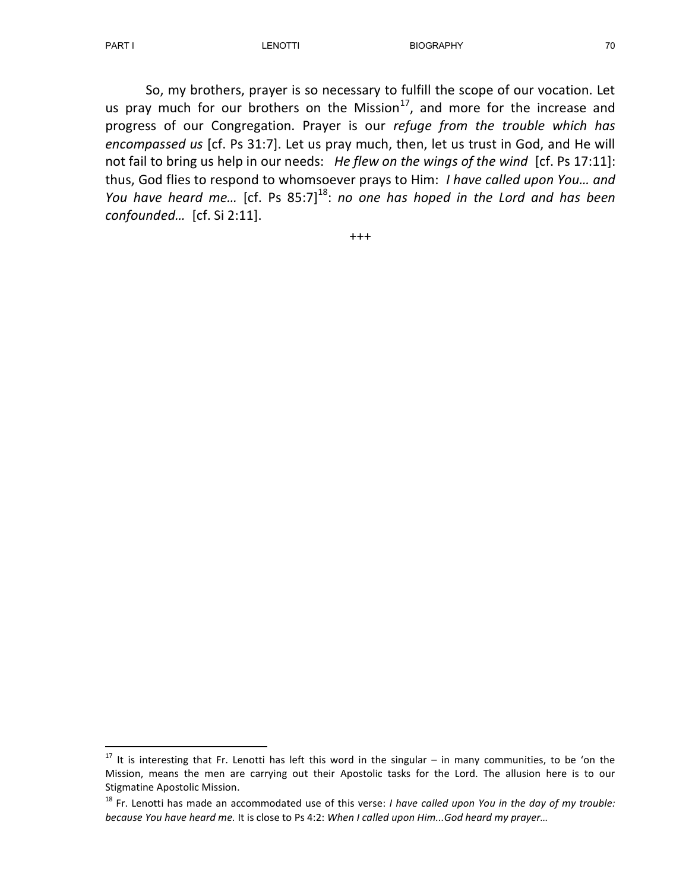So, my brothers, prayer is so necessary to fulfill the scope of our vocation. Let us pray much for our brothers on the Mission[17], and more for the increase and progress of our Congregation. Prayer is our *refuge from the trouble which has encompassed us* [cf. Ps 31:7]. Let us pray much, then, let us trust in God, and He will not fail to bring us help in our needs: *He flew on the wings of the wind* [cf. Ps 17:11]: thus, God flies to respond to whomsoever prays to Him: *I have called upon You… and You have heard me…* [cf. Ps 85:7][18]: *no one has hoped in the Lord and has been confounded…* [cf. Si 2:11].

+++

---

[17] It is interesting that Fr. Lenotti has left this word in the singular – in many communities, to be 'on the Mission, means the men are carrying out their Apostolic tasks for the Lord. The allusion here is to our Stigmatine Apostolic Mission.

[18] Fr. Lenotti has made an accommodated use of this verse: *I have called upon You in the day of my trouble: because You have heard me.* It is close to Ps 4:2: *When I called upon Him...God heard my prayer…*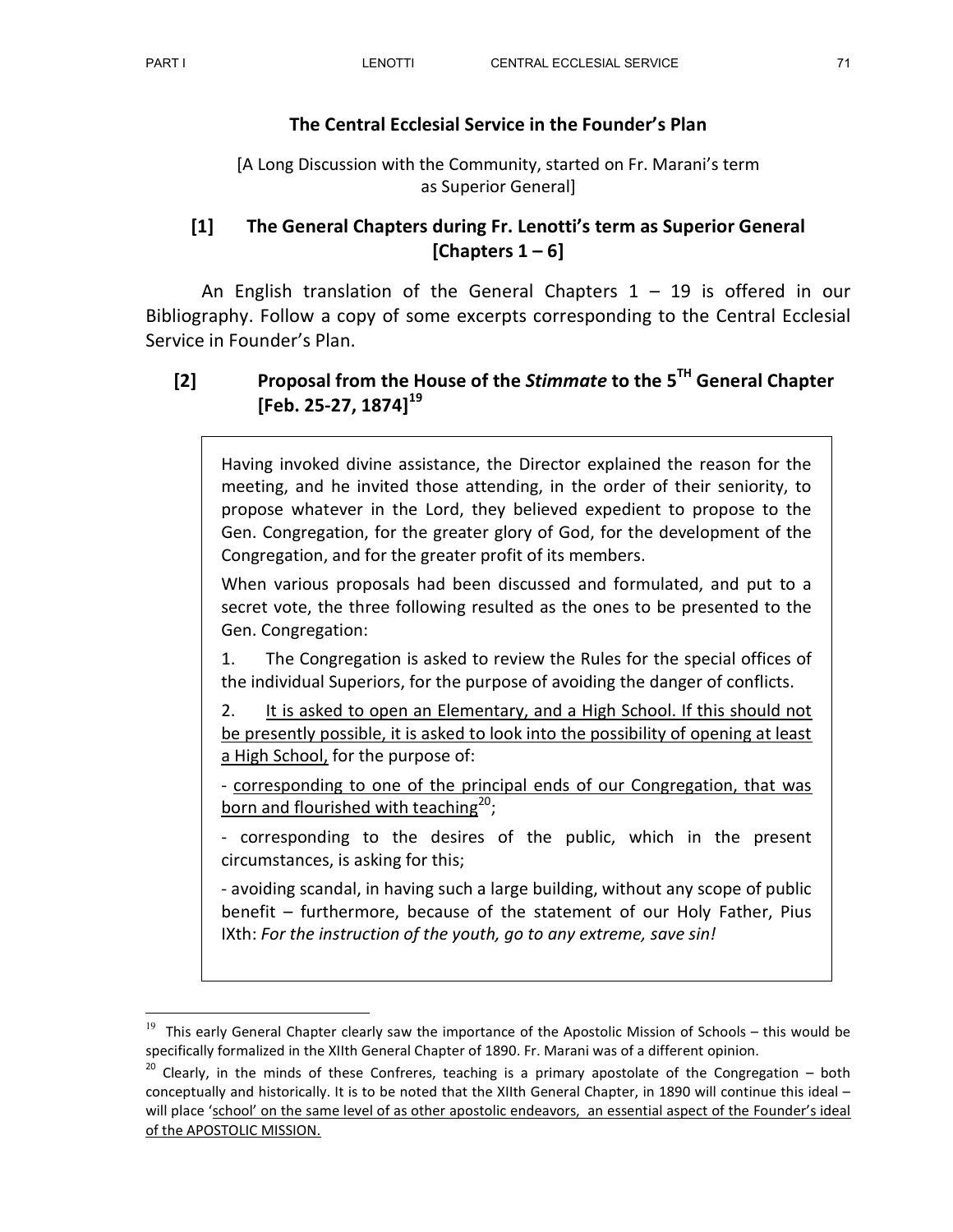## The Central Ecclesial Service in the Founder's Plan

[A Long Discussion with the Community, started on Fr. Marani's term as Superior General]

### [1] The General Chapters during Fr. Lenotti's term as Superior General [Chapters 1 – 6]

An English translation of the General Chapters 1 – 19 is offered in our Bibliography. Follow a copy of some excerpts corresponding to the Central Ecclesial Service in Founder's Plan.

### [2] Proposal from the House of the *Stimmate* to the 5TH General Chapter [Feb. 25-27, 1874][19]

> Having invoked divine assistance, the Director explained the reason for the meeting, and he invited those attending, in the order of their seniority, to propose whatever in the Lord, they believed expedient to propose to the Gen. Congregation, for the greater glory of God, for the development of the Congregation, and for the greater profit of its members.
>
> When various proposals had been discussed and formulated, and put to a secret vote, the three following resulted as the ones to be presented to the Gen. Congregation:
>
> 1. The Congregation is asked to review the Rules for the special offices of the individual Superiors, for the purpose of avoiding the danger of conflicts.
>
> 2. <u>It is asked to open an Elementary, and a High School. If this should not be presently possible, it is asked to look into the possibility of opening at least a High School,</u> for the purpose of:
>
> - <u>corresponding to one of the principal ends of our Congregation, that was born and flourished with teaching</u>[20];
>
> - corresponding to the desires of the public, which in the present circumstances, is asking for this;
>
> - avoiding scandal, in having such a large building, without any scope of public benefit – furthermore, because of the statement of our Holy Father, Pius IXth: *For the instruction of the youth, go to any extreme, save sin!*

---

[19] This early General Chapter clearly saw the importance of the Apostolic Mission of Schools – this would be specifically formalized in the XIIth General Chapter of 1890. Fr. Marani was of a different opinion.

[20] Clearly, in the minds of these Confreres, teaching is a primary apostolate of the Congregation – both conceptually and historically. It is to be noted that the XIIth General Chapter, in 1890 will continue this ideal – will place <u>'school' on the same level of as other apostolic endeavors, an essential aspect of the Founder's ideal of the APOSTOLIC MISSION.</u>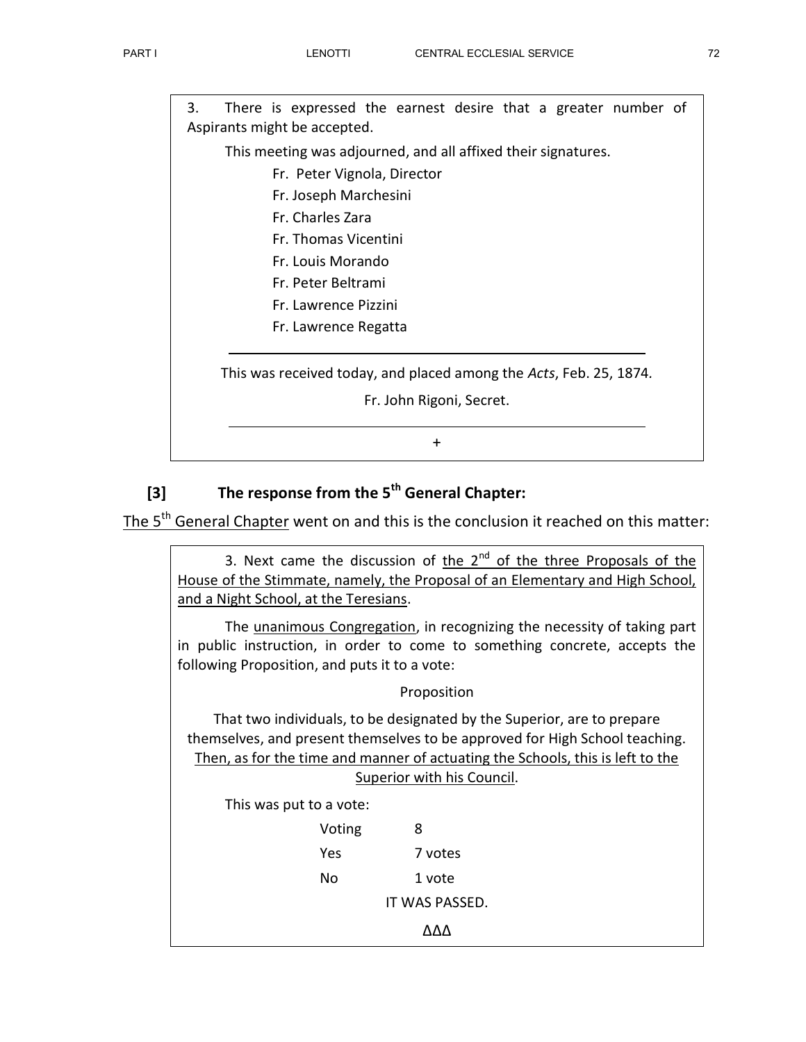3. There is expressed the earnest desire that a greater number of Aspirants might be accepted.

This meeting was adjourned, and all affixed their signatures.

Fr. Peter Vignola, Director
Fr. Joseph Marchesini
Fr. Charles Zara
Fr. Thomas Vicentini
Fr. Louis Morando
Fr. Peter Beltrami
Fr. Lawrence Pizzini
Fr. Lawrence Regatta

---

This was received today, and placed among the *Acts*, Feb. 25, 1874.

Fr. John Rigoni, Secret.

---

+

## [3] The response from the 5th General Chapter:

The 5th General Chapter went on and this is the conclusion it reached on this matter:

3. Next came the discussion of the 2nd of the three Proposals of the House of the Stimmate, namely, the Proposal of an Elementary and High School, and a Night School, at the Teresians.

The unanimous Congregation, in recognizing the necessity of taking part in public instruction, in order to come to something concrete, accepts the following Proposition, and puts it to a vote:

Proposition

That two individuals, to be designated by the Superior, are to prepare themselves, and present themselves to be approved for High School teaching. Then, as for the time and manner of actuating the Schools, this is left to the Superior with his Council.

This was put to a vote:

| | |
|---|---|
| Voting | 8 |
| Yes | 7 votes |
| No | 1 vote |

IT WAS PASSED.

ΔΔΔ